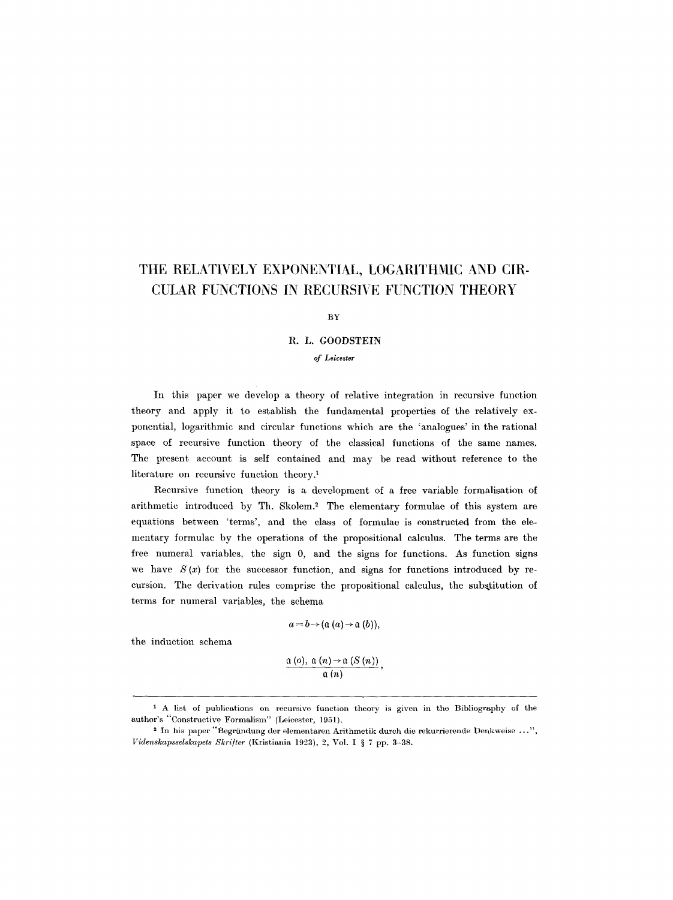# THE RELATIVELY EXPONENTIAL, LOGARITHMIC AND CIRCULAR FUNCTIONS IN RECURSIVE FUNCTION THEORY

BY

R. L. GOODSTEIN

*of Leicester*

In this paper we develop a theory of relative integration in recursive function theory and apply it to establish the fundamental properties of the relatively exponential, logarithmic and circular functions which are the 'analogues' in the rational space of recursive function theory of the classical functions of the same names. The present account is self contained and may be read without reference to the literature on recursive function theory.[1]

Recursive function theory is a development of a free variable formalisation of arithmetic introduced by Th. Skolem.[2] The elementary formulae of this system are equations between 'terms', and the class of formulae is constructed from the elementary formulae by the operations of the propositional calculus. The terms are the free numeral variables, the sign 0, and the signs for functions. As function signs we have $S(x)$ for the successor function, and signs for functions introduced by recursion. The derivation rules comprise the propositional calculus, the substitution of terms for numeral variables, the schema

$$a = b \rightarrow (\mathfrak{a}(a) \rightarrow \mathfrak{a}(b)),$$

the induction schema

$$\frac{\mathfrak{a}(o),\ \mathfrak{a}(n) \rightarrow \mathfrak{a}(S(n))}{\mathfrak{a}(n)},$$

[1] A list of publications on recursive function theory is given in the Bibliography of the author's "Constructive Formalism" (Leicester, 1951).

[2] In his paper "Begründung der elementaren Arithmetik durch die rekurrierende Denkweise ...", *Videnskapsselskapets Skrifter* (Kristiania 1923), 2, Vol. I § 7 pp. 3–38.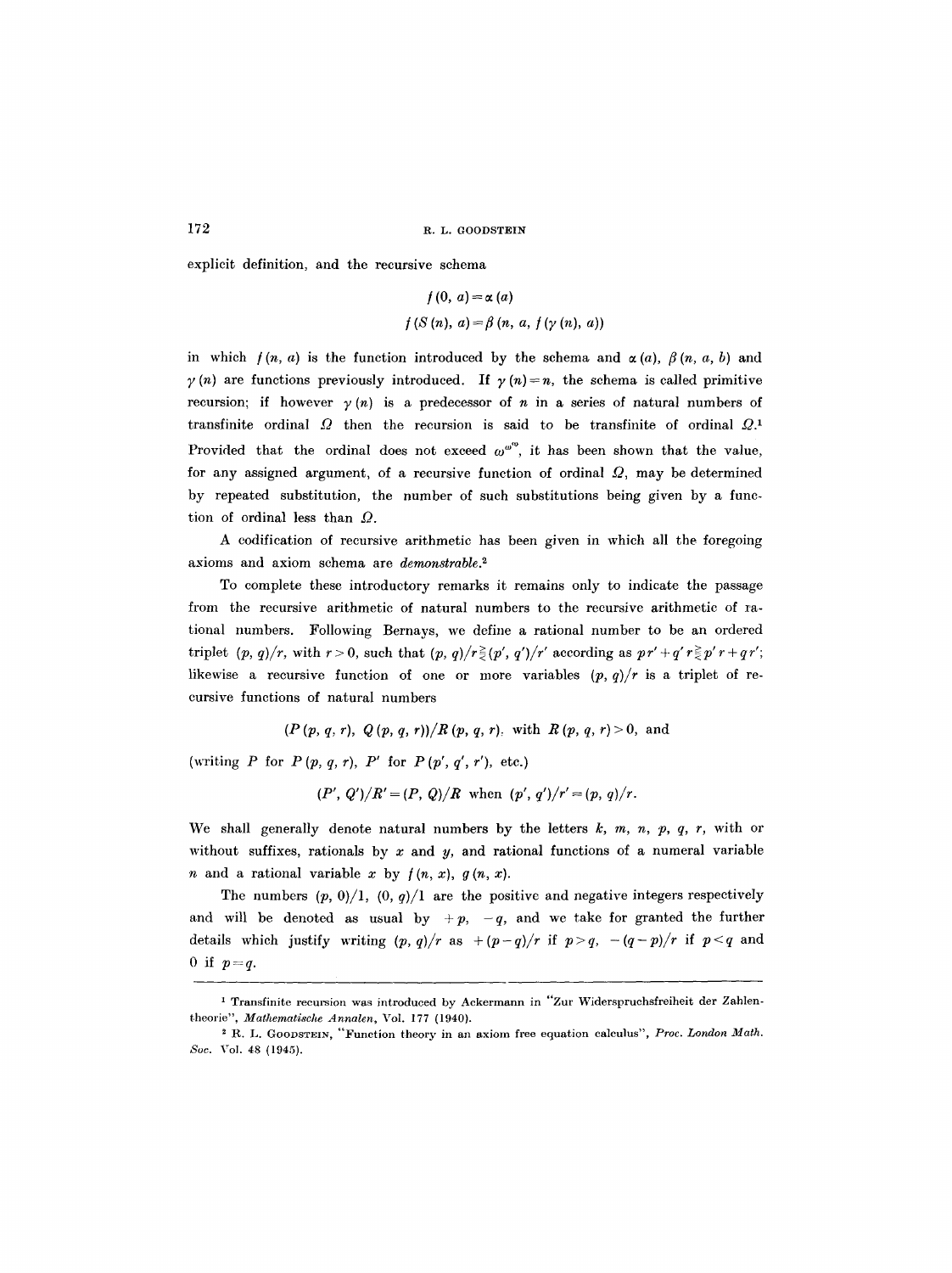explicit definition, and the recursive schema

$$f(0, a) = \alpha(a)$$
$$f(S(n), a) = \beta(n, a, f(\gamma(n), a))$$

in which $f(n, a)$ is the function introduced by the schema and $\alpha(a)$, $\beta(n, a, b)$ and $\gamma(n)$ are functions previously introduced. If $\gamma(n) = n$, the schema is called primitive recursion; if however $\gamma(n)$ is a predecessor of $n$ in a series of natural numbers of transfinite ordinal $\Omega$ then the recursion is said to be transfinite of ordinal $\Omega$.[1] Provided that the ordinal does not exceed $\omega^{\omega^{\omega}}$, it has been shown that the value, for any assigned argument, of a recursive function of ordinal $\Omega$, may be determined by repeated substitution, the number of such substitutions being given by a function of ordinal less than $\Omega$.

A codification of recursive arithmetic has been given in which all the foregoing axioms and axiom schema are *demonstrable*.[2]

To complete these introductory remarks it remains only to indicate the passage from the recursive arithmetic of natural numbers to the recursive arithmetic of rational numbers. Following Bernays, we define a rational number to be an ordered triplet $(p, q)/r$, with $r > 0$, such that $(p, q)/r \gtreqless (p', q')/r'$ according as $pr' + q'r \gtreqless p'r + qr'$; likewise a recursive function of one or more variables $(p, q)/r$ is a triplet of recursive functions of natural numbers

$$(P(p, q, r),\ Q(p, q, r))/R(p, q, r), \text{ with } R(p, q, r) > 0, \text{ and}$$

(writing $P$ for $P(p, q, r)$, $P'$ for $P(p', q', r')$, etc.)

$$(P', Q')/R' = (P, Q)/R \text{ when } (p', q')/r' = (p, q)/r.$$

We shall generally denote natural numbers by the letters $k$, $m$, $n$, $p$, $q$, $r$, with or without suffixes, rationals by $x$ and $y$, and rational functions of a numeral variable $n$ and a rational variable $x$ by $f(n, x)$, $g(n, x)$.

The numbers $(p, 0)/1$, $(0, q)/1$ are the positive and negative integers respectively and will be denoted as usual by $+p$, $-q$, and we take for granted the further details which justify writing $(p, q)/r$ as $+(p-q)/r$ if $p > q$, $-(q-p)/r$ if $p < q$ and $0$ if $p = q$.

---

[1] Transfinite recursion was introduced by Ackermann in "Zur Widerspruchsfreiheit der Zahlentheorie", *Mathematische Annalen*, Vol. 177 (1940).

[2] R. L. Goodstein, "Function theory in an axiom free equation calculus", *Proc. London Math. Soc.* Vol. 48 (1945).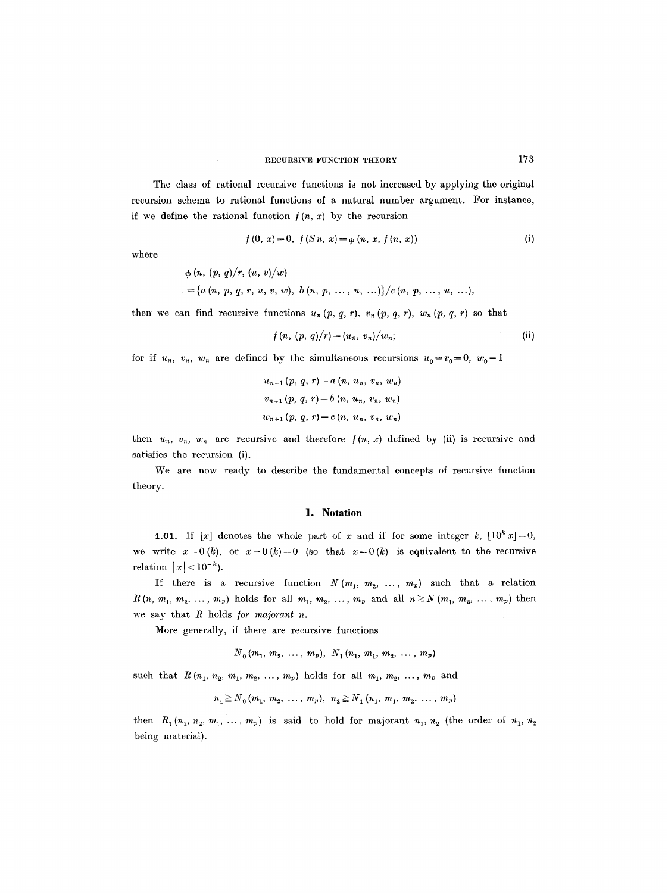The class of rational recursive functions is not increased by applying the original recursion schema to rational functions of a natural number argument. For instance, if we define the rational function $f(n, x)$ by the recursion

$$f(0, x) = 0, \quad f(Sn, x) = \phi(n, x, f(n, x)) \tag{i}$$

where

$$\phi(n, (p, q)/r, (u, v)/w)$$
$$= \{a(n, p, q, r, u, v, w), \; b(n, p, \ldots, u, \ldots)\}/c(n, p, \ldots, u, \ldots),$$

then we can find recursive functions $u_n(p, q, r)$, $v_n(p, q, r)$, $w_n(p, q, r)$ so that

$$f(n, (p, q)/r) = (u_n, v_n)/w_n; \tag{ii}$$

for if $u_n$, $v_n$, $w_n$ are defined by the simultaneous recursions $u_0 = v_0 = 0$, $w_0 = 1$

$$u_{n+1}(p, q, r) = a(n, u_n, v_n, w_n)$$
$$v_{n+1}(p, q, r) = b(n, u_n, v_n, w_n)$$
$$w_{n+1}(p, q, r) = c(n, u_n, v_n, w_n)$$

then $u_n$, $v_n$, $w_n$ are recursive and therefore $f(n, x)$ defined by (ii) is recursive and satisfies the recursion (i).

We are now ready to describe the fundamental concepts of recursive function theory.

## 1. Notation

**1.01.** If $[x]$ denotes the whole part of $x$ and if for some integer $k$, $[10^k x] = 0$, we write $x = 0(k)$, or $x - 0(k) = 0$ (so that $x = 0(k)$ is equivalent to the recursive relation $|x| < 10^{-k}$).

If there is a recursive function $N(m_1, m_2, \ldots, m_p)$ such that a relation $R(n, m_1, m_2, \ldots, m_p)$ holds for all $m_1, m_2, \ldots, m_p$ and all $n \geq N(m_1, m_2, \ldots, m_p)$ then we say that $R$ holds *for majorant $n$*.

More generally, if there are recursive functions

$$N_0(m_1, m_2, \ldots, m_p), \quad N_1(n_1, m_1, m_2, \ldots, m_p)$$

such that $R(n_1, n_2, m_1, m_2, \ldots, m_p)$ holds for all $m_1, m_2, \ldots, m_p$ and

$$n_1 \geq N_0(m_1, m_2, \ldots, m_p), \quad n_2 \geq N_1(n_1, m_1, m_2, \ldots, m_p)$$

then $R_1(n_1, n_2, m_1, \ldots, m_p)$ is said to hold for majorant $n_1, n_2$ (the order of $n_1, n_2$ being material).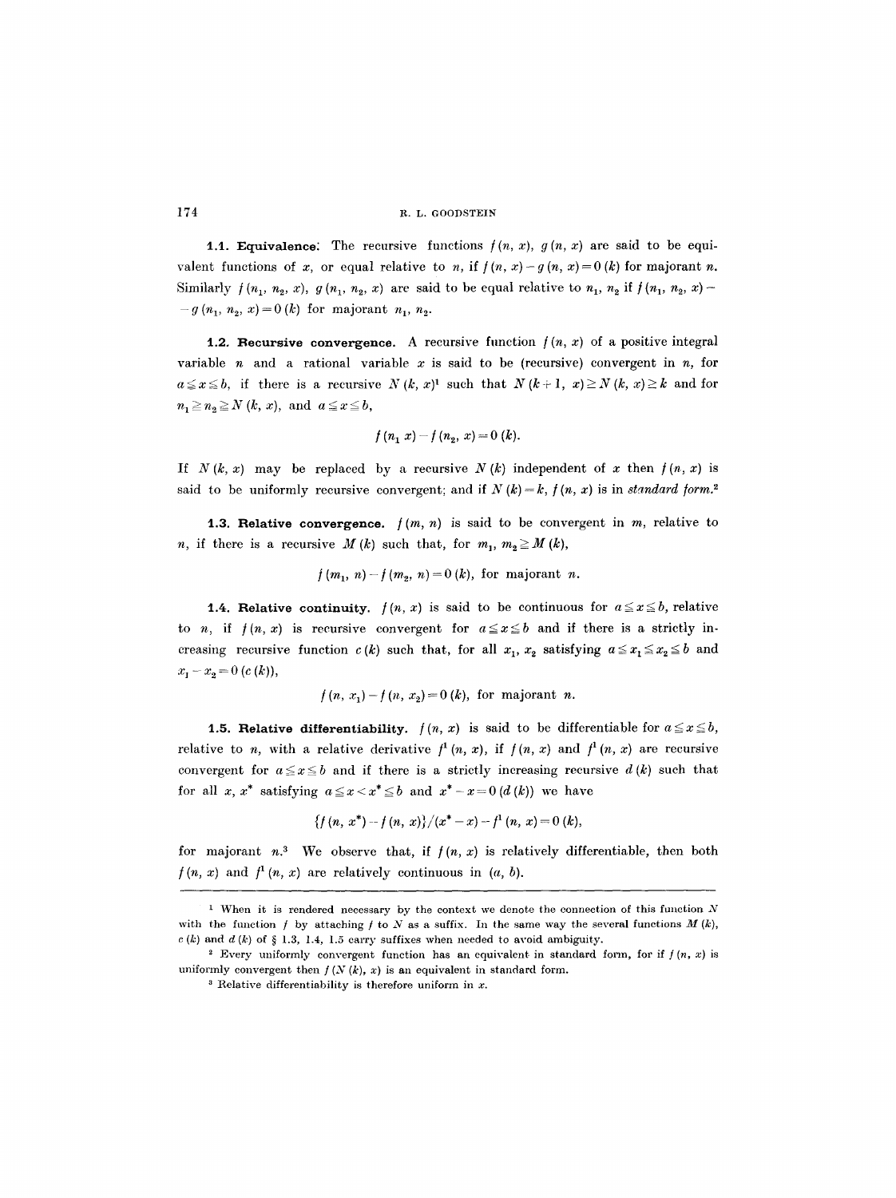**1.1. Equivalence**: The recursive functions $f(n, x)$, $g(n, x)$ are said to be equivalent functions of $x$, or equal relative to $n$, if $f(n, x) - g(n, x) = 0(k)$ for majorant $n$. Similarly $f(n_1, n_2, x)$, $g(n_1, n_2, x)$ are said to be equal relative to $n_1, n_2$ if $f(n_1, n_2, x) - g(n_1, n_2, x) = 0(k)$ for majorant $n_1, n_2$.

**1.2. Recursive convergence.** A recursive function $f(n, x)$ of a positive integral variable $n$ and a rational variable $x$ is said to be (recursive) convergent in $n$, for $a \leq x \leq b$, if there is a recursive $N(k, x)$[1] such that $N(k+1, x) \geq N(k, x) \geq k$ and for $n_1 \geq n_2 \geq N(k, x)$, and $a \leq x \leq b$,

$$f(n_1 x) - f(n_2, x) = 0(k).$$

If $N(k, x)$ may be replaced by a recursive $N(k)$ independent of $x$ then $f(n, x)$ is said to be uniformly recursive convergent; and if $N(k) = k$, $f(n, x)$ is in *standard form*.[2]

**1.3. Relative convergence.** $f(m, n)$ is said to be convergent in $m$, relative to $n$, if there is a recursive $M(k)$ such that, for $m_1, m_2 \geq M(k)$,

$$f(m_1, n) - f(m_2, n) = 0(k), \text{ for majorant } n.$$

**1.4. Relative continuity.** $f(n, x)$ is said to be continuous for $a \leq x \leq b$, relative to $n$, if $f(n, x)$ is recursive convergent for $a \leq x \leq b$ and if there is a strictly increasing recursive function $c(k)$ such that, for all $x_1, x_2$ satisfying $a \leq x_1 \leq x_2 \leq b$ and $x_1 - x_2 = 0(c(k))$,

$$f(n, x_1) - f(n, x_2) = 0(k), \text{ for majorant } n.$$

**1.5. Relative differentiability.** $f(n, x)$ is said to be differentiable for $a \leq x \leq b$, relative to $n$, with a relative derivative $f^1(n, x)$, if $f(n, x)$ and $f^1(n, x)$ are recursive convergent for $a \leq x \leq b$ and if there is a strictly increasing recursive $d(k)$ such that for all $x, x^*$ satisfying $a \leq x < x^* \leq b$ and $x^* - x = 0(d(k))$ we have

$$\{f(n, x^*) - f(n, x)\}/(x^* - x) - f^1(n, x) = 0(k),$$

for majorant $n$.[3] We observe that, if $f(n, x)$ is relatively differentiable, then both $f(n, x)$ and $f^1(n, x)$ are relatively continuous in $(a, b)$.

---

[1] When it is rendered necessary by the context we denote the connection of this function $N$ with the function $f$ by attaching $f$ to $N$ as a suffix. In the same way the several functions $M(k)$, $c(k)$ and $d(k)$ of § 1.3, 1.4, 1.5 carry suffixes when needed to avoid ambiguity.

[2] Every uniformly convergent function has an equivalent in standard form, for if $f(n, x)$ is uniformly convergent then $f(N(k), x)$ is an equivalent in standard form.

[3] Relative differentiability is therefore uniform in $x$.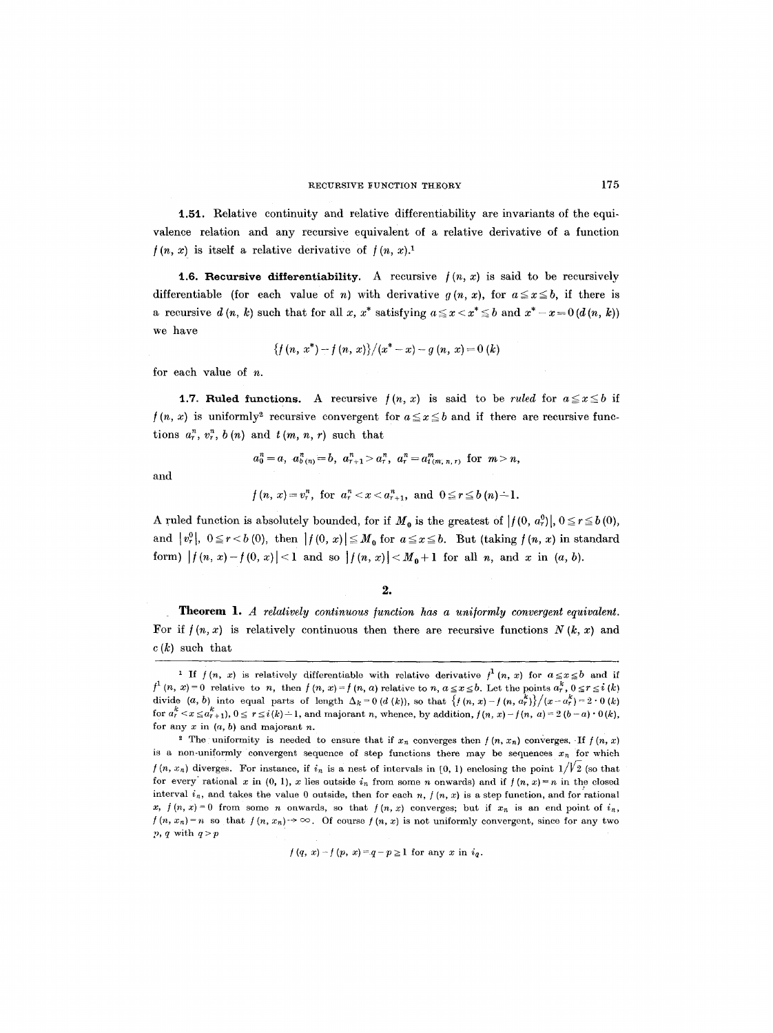**1.51.** Relative continuity and relative differentiability are invariants of the equivalence relation and any recursive equivalent of a relative derivative of a function $f(n, x)$ is itself a relative derivative of $f(n, x)$.[1]

**1.6. Recursive differentiability.** A recursive $f(n, x)$ is said to be recursively differentiable (for each value of $n$) with derivative $g(n, x)$, for $a \leq x \leq b$, if there is a recursive $d(n, k)$ such that for all $x, x^*$ satisfying $a \leq x < x^* \leq b$ and $x^* - x = 0(d(n, k))$ we have

$$\{f(n, x^*) - f(n, x)\}/(x^* - x) - g(n, x) = 0(k)$$

for each value of $n$.

**1.7. Ruled functions.** A recursive $f(n, x)$ is said to be *ruled* for $a \leq x \leq b$ if $f(n, x)$ is uniformly[2] recursive convergent for $a \leq x \leq b$ and if there are recursive functions $a_r^n$, $v_r^n$, $b(n)$ and $t(m, n, r)$ such that

$$a_0^n = a, \; a_{b(n)}^n = b, \; a_{r+1}^n > a_r^n, \; a_r^n = a_{t(m,n,r)}^m \text{ for } m > n,$$

and

$$f(n, x) = v_r^n, \text{ for } a_r^n < x < a_{r+1}^n, \text{ and } 0 \leq r \leq b(n) \dot{-} 1.$$

A ruled function is absolutely bounded, for if $M_0$ is the greatest of $|f(0, a_r^0)|$, $0 \leq r \leq b(0)$, and $|v_r^0|$, $0 \leq r < b(0)$, then $|f(0, x)| \leq M_0$ for $a \leq x \leq b$. But (taking $f(n, x)$ in standard form) $|f(n, x) - f(0, x)| < 1$ and so $|f(n, x)| < M_0 + 1$ for all $n$, and $x$ in $(a, b)$.

## 2.

**Theorem 1.** *A relatively continuous function has a uniformly convergent equivalent.* For if $f(n, x)$ is relatively continuous then there are recursive functions $N(k, x)$ and $c(k)$ such that

---

[1] If $f(n, x)$ is relatively differentiable with relative derivative $f^1(n, x)$ for $a \leq x \leq b$ and if $f^1(n, x) = 0$ relative to $n$, then $f(n, x) = f(n, a)$ relative to $n$, $a \leq x \leq b$. Let the points $a_r^k$, $0 \leq r \leq i(k)$ divide $(a, b)$ into equal parts of length $\Delta_k = 0(d(k))$, so that $\{f(n, x) - f(n, a_r^k)\}/(x - a_r^k) = 2 \cdot 0(k)$ for $a_r^k < x \leq a_{r+1}^k$, $0 \leq r \leq i(k) \dot{-} 1$, and majorant $n$, whence, by addition, $f(n, x) - f(n, a) = 2(b - a) \cdot 0(k)$, for any $x$ in $(a, b)$ and majorant $n$.

[2] The uniformity is needed to ensure that if $x_n$ converges then $f(n, x_n)$ converges. If $f(n, x)$ is a non-uniformly convergent sequence of step functions there may be sequences $x_n$ for which $f(n, x_n)$ diverges. For instance, if $i_n$ is a nest of intervals in $[0, 1)$ enclosing the point $1/\sqrt{2}$ (so that for every rational $x$ in $(0, 1)$, $x$ lies outside $i_n$ from some $n$ onwards) and if $f(n, x) = n$ in the closed interval $i_n$, and takes the value 0 outside, then for each $n$, $f(n, x)$ is a step function, and for rational $x$, $f(n, x) = 0$ from some $n$ onwards, so that $f(n, x)$ converges; but if $x_n$ is an end point of $i_n$, $f(n, x_n) = n$ so that $f(n, x_n) \to \infty$. Of course $f(n, x)$ is not uniformly convergent, since for any two $p, q$ with $q > p$

$$f(q, x) - f(p, x) = q - p \geq 1 \text{ for any } x \text{ in } i_q.$$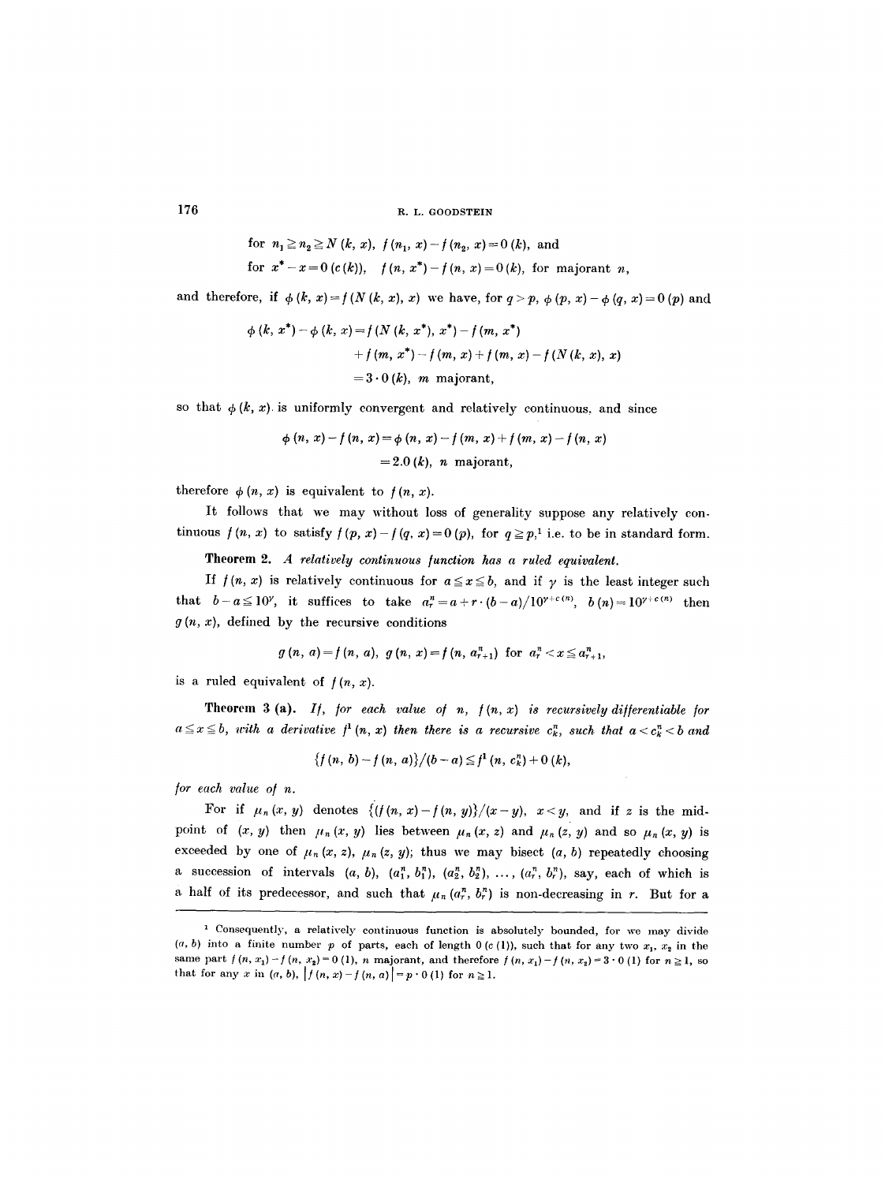for $n_1 \geq n_2 \geq N(k, x)$, $f(n_1, x) - f(n_2, x) = 0(k)$, and

for $x^* - x = 0(c(k))$, $f(n, x^*) - f(n, x) = 0(k)$, for majorant $n$,

and therefore, if $\phi(k, x) = f(N(k, x), x)$ we have, for $q > p$, $\phi(p, x) - \phi(q, x) = 0(p)$ and

$$\begin{aligned}\phi(k, x^*) - \phi(k, x) &= f(N(k, x^*), x^*) - f(m, x^*) \\ &\quad + f(m, x^*) - f(m, x) + f(m, x) - f(N(k, x), x) \\ &= 3 \cdot 0(k),\ m \text{ majorant},\end{aligned}$$

so that $\phi(k, x)$ is uniformly convergent and relatively continuous, and since

$$\begin{aligned}\phi(n, x) - f(n, x) &= \phi(n, x) - f(m, x) + f(m, x) - f(n, x) \\ &= 2.0(k),\ n \text{ majorant},\end{aligned}$$

therefore $\phi(n, x)$ is equivalent to $f(n, x)$.

It follows that we may without loss of generality suppose any relatively continuous $f(n, x)$ to satisfy $f(p, x) - f(q, x) = 0(p)$, for $q \geq p$,[1] i.e. to be in standard form.

**Theorem 2.** *A relatively continuous function has a ruled equivalent.*

If $f(n, x)$ is relatively continuous for $a \leq x \leq b$, and if $\gamma$ is the least integer such that $b - a \leq 10^\gamma$, it suffices to take $a_r^n = a + r \cdot (b - a)/10^{\gamma + c(n)}$, $b(n) = 10^{\gamma + c(n)}$ then $g(n, x)$, defined by the recursive conditions

$$g(n, a) = f(n, a),\ g(n, x) = f(n, a_{r+1}^n) \text{ for } a_r^n < x \leq a_{r+1}^n,$$

is a ruled equivalent of $f(n, x)$.

**Theorem 3 (a).** *If, for each value of $n$, $f(n, x)$ is recursively differentiable for $a \leq x \leq b$, with a derivative $f^1(n, x)$ then there is a recursive $c_k^n$, such that $a < c_k^n < b$ and*

$$\{f(n, b) - f(n, a)\}/(b - a) \leq f^1(n, c_k^n) + 0(k),$$

*for each value of $n$.*

For if $\mu_n(x, y)$ denotes $\{(f(n, x) - f(n, y)\}/(x - y)$, $x < y$, and if $z$ is the midpoint of $(x, y)$ then $\mu_n(x, y)$ lies between $\mu_n(x, z)$ and $\mu_n(z, y)$ and so $\mu_n(x, y)$ is exceeded by one of $\mu_n(x, z)$, $\mu_n(z, y)$; thus we may bisect $(a, b)$ repeatedly choosing a succession of intervals $(a, b)$, $(a_1^n, b_1^n)$, $(a_2^n, b_2^n)$, $\ldots$, $(a_r^n, b_r^n)$, say, each of which is a half of its predecessor, and such that $\mu_n(a_r^n, b_r^n)$ is non-decreasing in $r$. But for a

[1] Consequently, a relatively continuous function is absolutely bounded, for we may divide $(a, b)$ into a finite number $p$ of parts, each of length $0(c(1))$, such that for any two $x_1$, $x_2$ in the same part $f(n, x_1) - f(n, x_2) = 0(1)$, $n$ majorant, and therefore $f(n, x_1) - f(n, x_2) = 3 \cdot 0(1)$ for $n \geq 1$, so that for any $x$ in $(a, b)$, $|f(n, x) - f(n, a)| = p \cdot 0(1)$ for $n \geq 1$.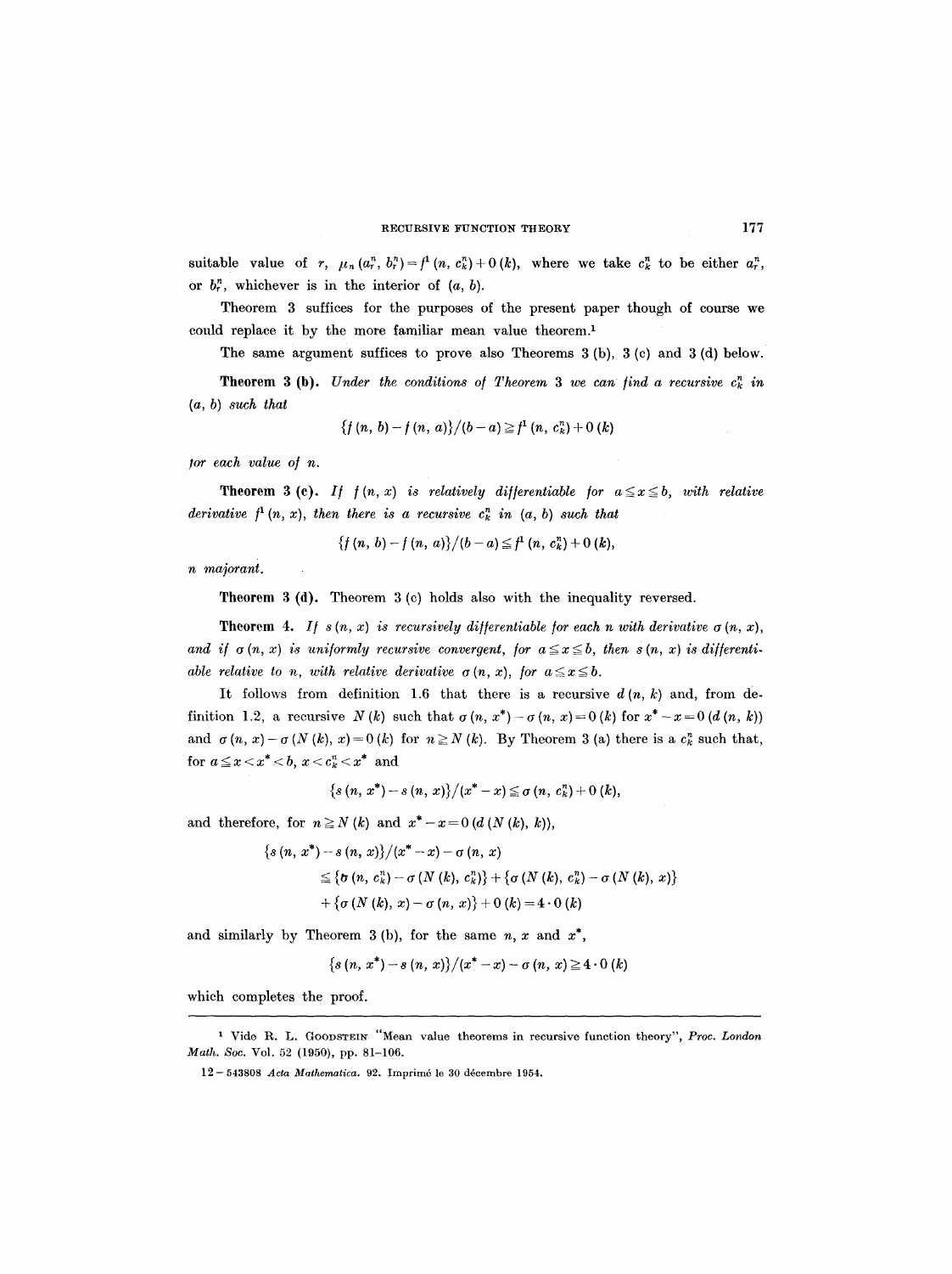suitable value of $r$, $\mu_n(a_r^n, b_r^n) = f^1(n, c_k^n) + 0(k)$, where we take $c_k^n$ to be either $a_r^n$, or $b_r^n$, whichever is in the interior of $(a, b)$.

Theorem 3 suffices for the purposes of the present paper though of course we could replace it by the more familiar mean value theorem.[1]

The same argument suffices to prove also Theorems 3 (b), 3 (c) and 3 (d) below.

**Theorem 3 (b).** *Under the conditions of Theorem 3 we can find a recursive $c_k^n$ in $(a, b)$ such that*

$$\{f(n, b) - f(n, a)\}/(b-a) \geqq f^1(n, c_k^n) + 0(k)$$

*for each value of $n$.*

**Theorem 3 (c).** *If $f(n, x)$ is relatively differentiable for $a \leqq x \leqq b$, with relative derivative $f^1(n, x)$, then there is a recursive $c_k^n$ in $(a, b)$ such that*

$$\{f(n, b) - f(n, a)\}/(b-a) \leqq f^1(n, c_k^n) + 0(k),$$

*$n$ majorant.*

**Theorem 3 (d).** Theorem 3 (c) holds also with the inequality reversed.

**Theorem 4.** *If $s(n, x)$ is recursively differentiable for each $n$ with derivative $\sigma(n, x)$, and if $\sigma(n, x)$ is uniformly recursive convergent, for $a \leqq x \leqq b$, then $s(n, x)$ is differentiable relative to $n$, with relative derivative $\sigma(n, x)$, for $a \leqq x \leqq b$.*

It follows from definition 1.6 that there is a recursive $d(n, k)$ and, from definition 1.2, a recursive $N(k)$ such that $\sigma(n, x^*) - \sigma(n, x) = 0(k)$ for $x^* - x = 0(d(n, k))$ and $\sigma(n, x) - \sigma(N(k), x) = 0(k)$ for $n \geqq N(k)$. By Theorem 3 (a) there is a $c_k^n$ such that, for $a \leqq x < x^* < b$, $x < c_k^n < x^*$ and

$$\{s(n, x^*) - s(n, x)\}/(x^* - x) \leqq \sigma(n, c_k^n) + 0(k),$$

and therefore, for $n \geqq N(k)$ and $x^* - x = 0(d(N(k), k))$,

$$\begin{aligned}
\{s(n, x^*) - s(n, x)\}/(x^* - x) - \sigma(n, x) \\
\leqq \{\sigma(n, c_k^n) - \sigma(N(k), c_k^n)\} + \{\sigma(N(k), c_k^n) - \sigma(N(k), x)\} \\
+ \{\sigma(N(k), x) - \sigma(n, x)\} + 0(k) = 4 \cdot 0(k)
\end{aligned}$$

and similarly by Theorem 3 (b), for the same $n$, $x$ and $x^*$,

$$\{s(n, x^*) - s(n, x)\}/(x^* - x) - \sigma(n, x) \geqq 4 \cdot 0(k)$$

which completes the proof.

---

[1] Vide R. L. Goodstein "Mean value theorems in recursive function theory", *Proc. London Math. Soc.* Vol. 52 (1950), pp. 81–106.

12 – 543808 *Acta Mathematica*. 92. Imprimé le 30 décembre 1954.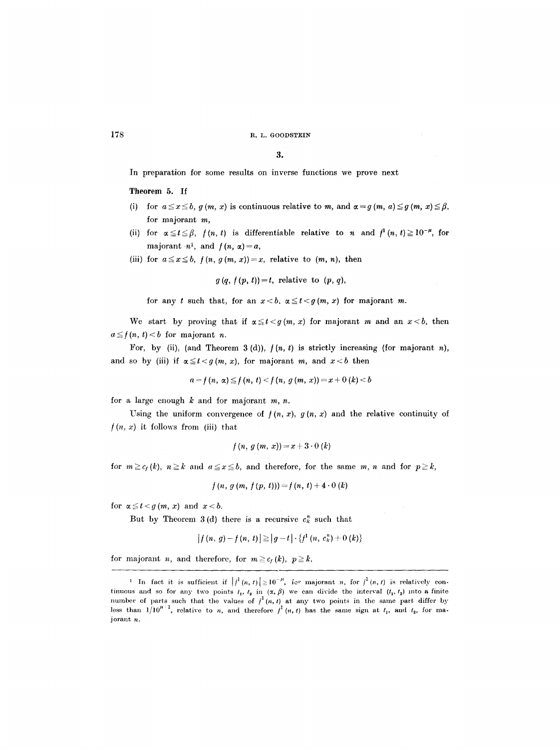## 3.

In preparation for some results on inverse functions we prove next

**Theorem 5.** If

(i) for $a \leq x \leq b$, $g(m, x)$ is continuous relative to $m$, and $\alpha = g(m, a) \leq g(m, x) \leq \beta$, for majorant $m$,

(ii) for $\alpha \leq t \leq \beta$, $f(n, t)$ is differentiable relative to $n$ and $f^1(n, t) \geq 10^{-\mu}$, for majorant $n$[1], and $f(n, \alpha) = a$,

(iii) for $a \leq x \leq b$, $f(n, g(m, x)) = x$, relative to $(m, n)$, then

$$g(q, f(p, t)) = t, \text{ relative to } (p, q),$$

for any $t$ such that, for an $x < b$, $\alpha \leq t < g(m, x)$ for majorant $m$.

We start by proving that if $\alpha \leq t < g(m, x)$ for majorant $m$ and an $x < b$, then $a \leq f(n, t) < b$ for majorant $n$.

For, by (ii), (and Theorem 3 (d)), $f(n, t)$ is strictly increasing (for majorant $n$), and so by (iii) if $\alpha \leq t < g(m, x)$, for majorant $m$, and $x < b$ then

$$a = f(n, \alpha) \leq f(n, t) < f(n, g(m, x)) = x + 0(k) < b$$

for a large enough $k$ and for majorant $m$, $n$.

Using the uniform convergence of $f(n, x)$, $g(n, x)$ and the relative continuity of $f(n, x)$ it follows from (iii) that

$$f(n, g(m, x)) = x + 3 \cdot 0(k)$$

for $m \geq c_f(k)$, $n \geq k$ and $a \leq x \leq b$, and therefore, for the same $m$, $n$ and for $p \geq k$,

$$f(n, g(m, f(p, t))) = f(n, t) + 4 \cdot 0(k)$$

for $\alpha \leq t < g(m, x)$ and $x < b$.

But by Theorem 3 (d) there is a recursive $c_k^n$ such that

$$|f(n, g) - f(n, t)| \geq |g - t| \cdot \{f^1(n, c_k^n) + 0(k)\}$$

for majorant $n$, and therefore, for $m \geq c_f(k)$, $p \geq k$,

---

[1] In fact it is sufficient if $|f^1(n, t)| \geq 10^{-\mu}$, for majorant $n$, for $f^1(n, t)$ is relatively continuous and so for any two points $t_1$, $t_2$ in $(\alpha, \beta)$ we can divide the interval $(t_1, t_2)$ into a finite number of parts such that the values of $f^1(n, t)$ at any two points in the same part differ by less than $1/10^{\mu+1}$, relative to $n$, and therefore $f^1(n, t)$ has the same sign at $t_1$, and $t_2$, for majorant $n$.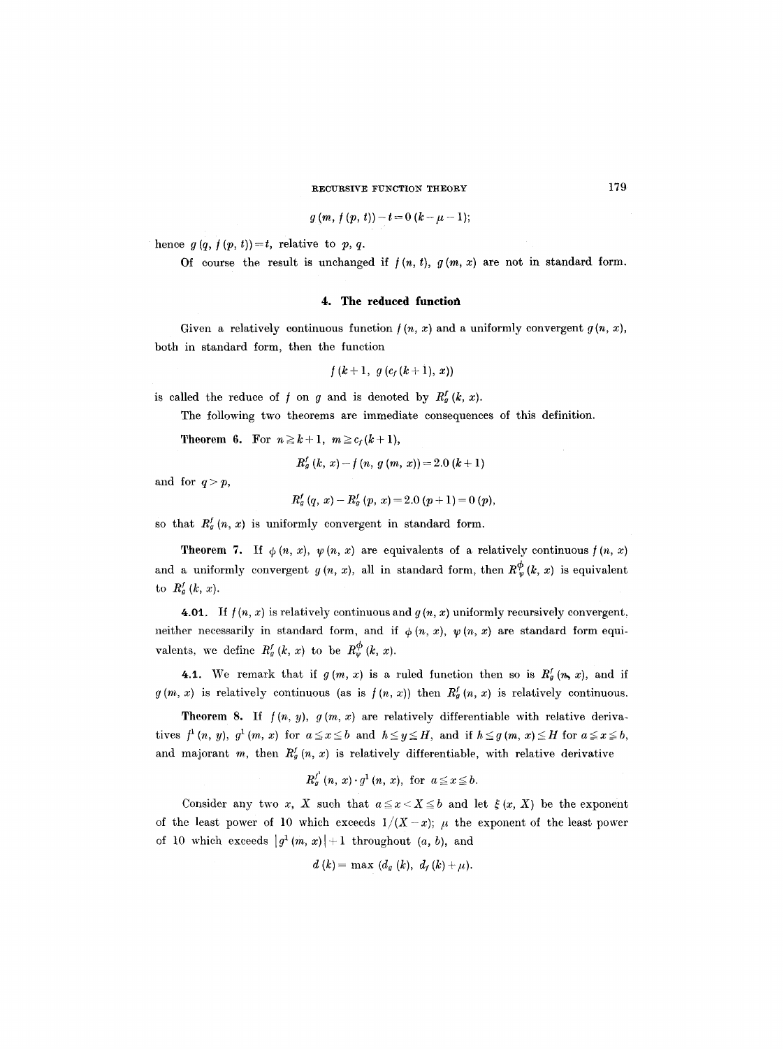$$g(m, f(p, t)) - t = 0(k - \mu - 1);$$

hence $g(q, f(p, t)) = t$, relative to $p, q$.

Of course the result is unchanged if $f(n, t)$, $g(m, x)$ are not in standard form.

## 4. The reduced function

Given a relatively continuous function $f(n, x)$ and a uniformly convergent $g(n, x)$, both in standard form, then the function

$$f(k+1, \; g(c_f(k+1), x))$$

is called the reduce of $f$ on $g$ and is denoted by $R_g^f(k, x)$.

The following two theorems are immediate consequences of this definition.

**Theorem 6.** For $n \geq k+1$, $m \geq c_f(k+1)$,

$$R_g^f(k, x) - f(n, g(m, x)) = 2.0\,(k+1)$$

and for $q > p$,

$$R_g^f(q, x) - R_g^f(p, x) = 2.0\,(p+1) = 0\,(p),$$

so that $R_g^f(n, x)$ is uniformly convergent in standard form.

**Theorem 7.** If $\phi(n, x)$, $\psi(n, x)$ are equivalents of a relatively continuous $f(n, x)$ and a uniformly convergent $g(n, x)$, all in standard form, then $R_\psi^\phi(k, x)$ is equivalent to $R_g^f(k, x)$.

**4.01.** If $f(n, x)$ is relatively continuous and $g(n, x)$ uniformly recursively convergent, neither necessarily in standard form, and if $\phi(n, x)$, $\psi(n, x)$ are standard form equivalents, we define $R_g^f(k, x)$ to be $R_\psi^\phi(k, x)$.

**4.1.** We remark that if $g(m, x)$ is a ruled function then so is $R_g^f(n, x)$, and if $g(m, x)$ is relatively continuous (as is $f(n, x)$) then $R_g^f(n, x)$ is relatively continuous.

**Theorem 8.** If $f(n, y)$, $g(m, x)$ are relatively differentiable with relative derivatives $f^1(n, y)$, $g^1(m, x)$ for $a \leq x \leq b$ and $h \leq y \leq H$, and if $h \leq g(m, x) \leq H$ for $a \leq x \leq b$, and majorant $m$, then $R_g^f(n, x)$ is relatively differentiable, with relative derivative

$$R_g^{f^1}(n, x) \cdot g^1(n, x), \text{ for } a \leq x \leq b.$$

Consider any two $x$, $X$ such that $a \leq x < X \leq b$ and let $\xi(x, X)$ be the exponent of the least power of 10 which exceeds $1/(X - x)$; $\mu$ the exponent of the least power of 10 which exceeds $|g^1(m, x)| + 1$ throughout $(a, b)$, and

$$d(k) = \max\,(d_g(k),\; d_f(k) + \mu).$$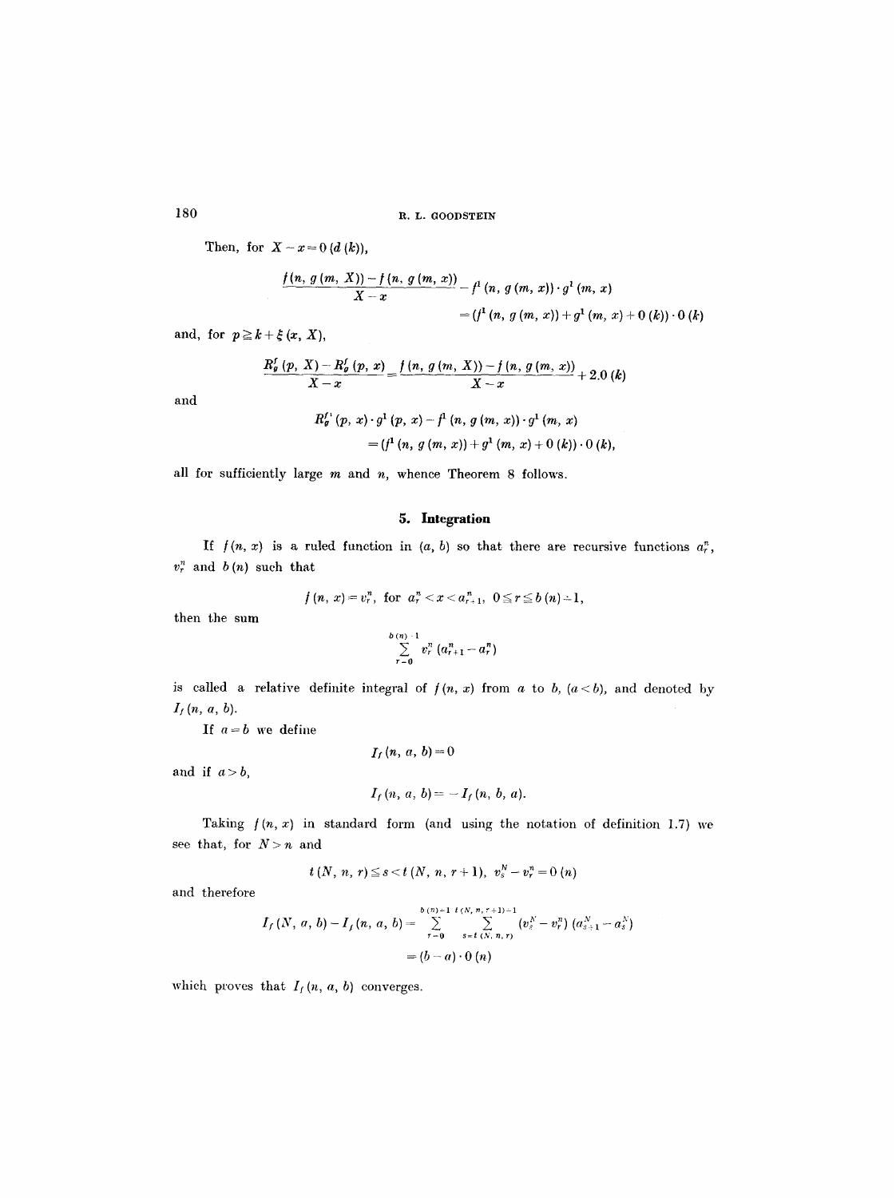Then, for $X - x = 0\,(d\,(k))$,

$$\frac{f(n, g(m, X)) - f(n, g(m, x))}{X - x} - f^1(n, g(m, x)) \cdot g^1(m, x)$$
$$= (f^1(n, g(m, x)) + g^1(m, x) + 0\,(k)) \cdot 0\,(k)$$

and, for $p \geq k + \xi(x, X)$,

$$\frac{R_g^f(p, X) - R_g^f(p, x)}{X - x} = \frac{f(n, g(m, X)) - f(n, g(m, x))}{X - x} + 2.0\,(k)$$

and

$$R_g^{f^1}(p, x) \cdot g^1(p, x) - f^1(n, g(m, x)) \cdot g^1(m, x)$$
$$= (f^1(n, g(m, x)) + g^1(m, x) + 0\,(k)) \cdot 0\,(k),$$

all for sufficiently large $m$ and $n$, whence Theorem 8 follows.

## 5. Integration

If $f(n, x)$ is a ruled function in $(a, b)$ so that there are recursive functions $a_r^n$, $v_r^n$ and $b(n)$ such that

$$f(n, x) = v_r^n, \text{ for } a_r^n < x < a_{r+1}^n, \; 0 \leq r \leq b(n) \dot{-} 1,$$

then the sum

$$\sum_{r=0}^{b(n) \dot{-} 1} v_r^n (a_{r+1}^n - a_r^n)$$

is called a relative definite integral of $f(n, x)$ from $a$ to $b$, $(a < b)$, and denoted by $I_f(n, a, b)$.

If $a = b$ we define

$$I_f(n, a, b) = 0$$

and if $a > b$,

$$I_f(n, a, b) = -I_f(n, b, a).$$

Taking $f(n, x)$ in standard form (and using the notation of definition 1.7) we see that, for $N > n$ and

$$t(N, n, r) \leq s < t(N, n, r+1), \; v_s^N - v_r^n = 0\,(n)$$

and therefore

$$I_f(N, a, b) - I_f(n, a, b) = \sum_{r=0}^{b(n) \dot{-} 1} \; \sum_{s=t(N, n, r)}^{t(N, n, r+1) \dot{-} 1} (v_s^N - v_r^n)(a_{s+1}^N - a_s^N)$$
$$= (b - a) \cdot 0\,(n)$$

which proves that $I_f(n, a, b)$ converges.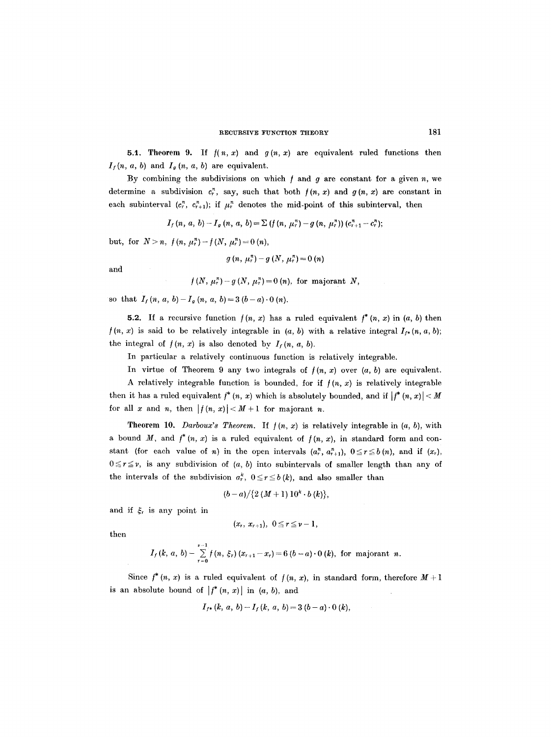**5.1. Theorem 9.** If $f(n, x)$ and $g(n, x)$ are equivalent ruled functions then $I_f(n, a, b)$ and $I_g(n, a, b)$ are equivalent.

By combining the subdivisions on which $f$ and $g$ are constant for a given $n$, we determine a subdivision $c_r^n$, say, such that both $f(n, x)$ and $g(n, x)$ are constant in each subinterval $(c_r^n, c_{r+1}^n)$; if $\mu_r^n$ denotes the mid-point of this subinterval, then

$$I_f(n, a, b) - I_g(n, a, b) = \Sigma\,(f(n, \mu_r^n) - g(n, \mu_r^n))\,(c_{r+1}^n - c_r^n);$$

but, for $N > n$, $f(n, \mu_r^n) - f(N, \mu_r^n) = 0\,(n)$,

$$g(n, \mu_r^n) - g(N, \mu_r^n) = 0\,(n)$$

and

$$f(N, \mu_r^n) - g(N, \mu_r^n) = 0\,(n), \text{ for majorant } N,$$

so that $I_f(n, a, b) - I_g(n, a, b) = 3\,(b - a)\cdot 0\,(n)$.

**5.2.** If a recursive function $f(n, x)$ has a ruled equivalent $f^*(n, x)$ in $(a, b)$ then $f(n, x)$ is said to be relatively integrable in $(a, b)$ with a relative integral $I_{f^*}(n, a, b)$; the integral of $f(n, x)$ is also denoted by $I_f(n, a, b)$.

In particular a relatively continuous function is relatively integrable.

In virtue of Theorem 9 any two integrals of $f(n, x)$ over $(a, b)$ are equivalent.

A relatively integrable function is bounded, for if $f(n, x)$ is relatively integrable then it has a ruled equivalent $f^*(n, x)$ which is absolutely bounded, and if $|f^*(n, x)| < M$ for all $x$ and $n$, then $|f(n, x)| < M + 1$ for majorant $n$.

**Theorem 10.** *Darboux's Theorem.* *If $f(n, x)$ is relatively integrable in $(a, b)$, with a bound $M$, and $f^*(n, x)$ is a ruled equivalent of $f(n, x)$, in standard form and constant (for each value of $n$) in the open intervals $(a_r^n, a_{r+1}^n)$, $0 \leq r \leq b(n)$, and if $(x_r)$, $0 \leq r \leq \nu$, is any subdivision of $(a, b)$ into subintervals of smaller length than any of the intervals of the subdivision $a_r^k$, $0 \leq r \leq b(k)$, and also smaller than*

$$(b - a)/\{2\,(M + 1)\,10^k \cdot b\,(k)\},$$

*and if $\xi_r$ is any point in*

$$(x_r, x_{r+1}),\ 0 \leq r \leq \nu - 1,$$

*then*

$$I_f(k, a, b) - \sum_{r=0}^{\nu-1} f(n, \xi_r)\,(x_{r+1} - x_r) = 6\,(b - a)\cdot 0\,(k), \text{ for majorant } n.$$

Since $f^*(n, x)$ is a ruled equivalent of $f(n, x)$, in standard form, therefore $M + 1$ is an absolute bound of $|f^*(n, x)|$ in $(a, b)$, and

$$I_{f^*}(k, a, b) - I_f(k, a, b) = 3\,(b - a)\cdot 0\,(k),$$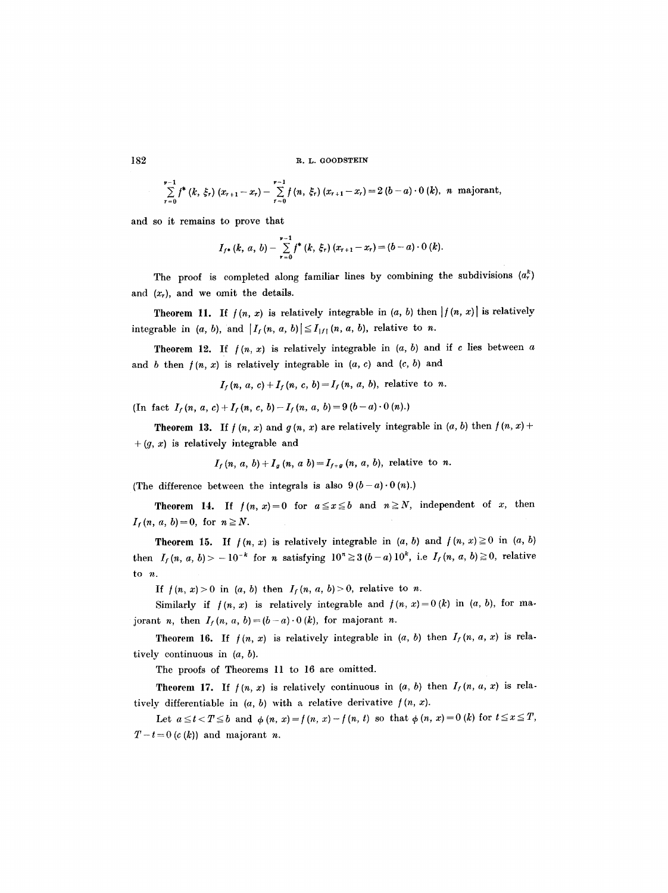$$\sum_{r=0}^{\nu-1} f^*(k, \xi_r)(x_{r+1} - x_r) - \sum_{r=0}^{\nu-1} f(n, \xi_r)(x_{r+1} - x_r) = 2(b-a) \cdot 0(k), \ n \text{ majorant,}$$

and so it remains to prove that

$$I_{f^*}(k, a, b) - \sum_{r=0}^{\nu-1} f^*(k, \xi_r)(x_{r+1} - x_r) = (b-a) \cdot 0(k).$$

The proof is completed along familiar lines by combining the subdivisions $(a_r^k)$ and $(x_r)$, and we omit the details.

**Theorem 11.** If $f(n, x)$ is relatively integrable in $(a, b)$ then $|f(n, x)|$ is relatively integrable in $(a, b)$, and $|I_f(n, a, b)| \leq I_{|f|}(n, a, b)$, relative to $n$.

**Theorem 12.** If $f(n, x)$ is relatively integrable in $(a, b)$ and if $c$ lies between $a$ and $b$ then $f(n, x)$ is relatively integrable in $(a, c)$ and $(c, b)$ and

$$I_f(n, a, c) + I_f(n, c, b) = I_f(n, a, b), \text{ relative to } n.$$

(In fact $I_f(n, a, c) + I_f(n, c, b) - I_f(n, a, b) = 9(b-a) \cdot 0(n)$.)

**Theorem 13.** If $f(n, x)$ and $g(n, x)$ are relatively integrable in $(a, b)$ then $f(n, x) + (g, x)$ is relatively integrable and

$$I_f(n, a, b) + I_g(n, a\ b) = I_{f+g}(n, a, b), \text{ relative to } n.$$

(The difference between the integrals is also $9(b-a) \cdot 0(n)$.)

**Theorem 14.** If $f(n, x) = 0$ for $a \leq x \leq b$ and $n \geq N$, independent of $x$, then $I_f(n, a, b) = 0$, for $n \geq N$.

**Theorem 15.** If $f(n, x)$ is relatively integrable in $(a, b)$ and $f(n, x) \geq 0$ in $(a, b)$ then $I_f(n, a, b) > -10^{-k}$ for $n$ satisfying $10^n \geq 3(b-a)10^k$, i.e $I_f(n, a, b) \geq 0$, relative to $n$.

If $f(n, x) > 0$ in $(a, b)$ then $I_f(n, a, b) > 0$, relative to $n$.

Similarly if $f(n, x)$ is relatively integrable and $f(n, x) = 0(k)$ in $(a, b)$, for majorant $n$, then $I_f(n, a, b) = (b-a) \cdot 0(k)$, for majorant $n$.

**Theorem 16.** If $f(n, x)$ is relatively integrable in $(a, b)$ then $I_f(n, a, x)$ is relatively continuous in $(a, b)$.

The proofs of Theorems 11 to 16 are omitted.

**Theorem 17.** If $f(n, x)$ is relatively continuous in $(a, b)$ then $I_f(n, a, x)$ is relatively differentiable in $(a, b)$ with a relative derivative $f(n, x)$.

Let $a \leq t < T \leq b$ and $\phi(n, x) = f(n, x) - f(n, t)$ so that $\phi(n, x) = 0(k)$ for $t \leq x \leq T$, $T - t = 0(c(k))$ and majorant $n$.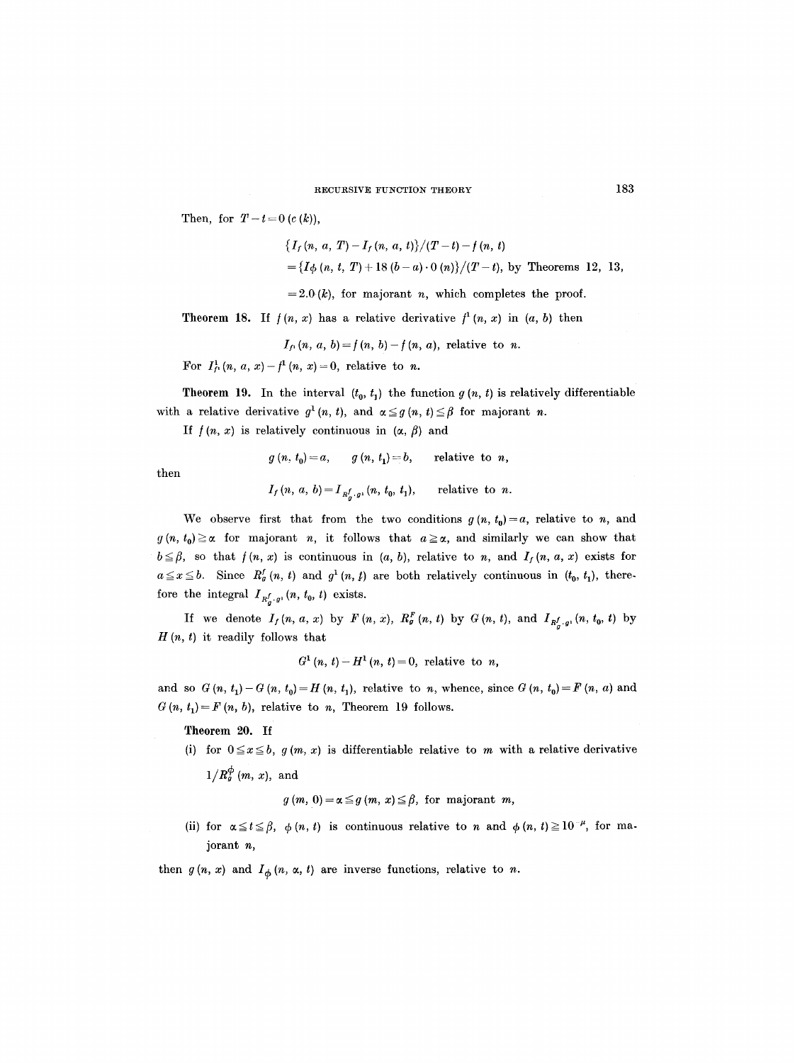Then, for $T - t = 0(c(k))$,

$$\{I_f(n, a, T) - I_f(n, a, t)\}/(T-t) - f(n, t)$$

$$= \{I\phi(n, t, T) + 18(b-a)\cdot 0(n)\}/(T-t), \text{ by Theorems 12, 13,}$$

$$= 2.0(k), \text{ for majorant } n, \text{ which completes the proof.}$$

**Theorem 18.** If $f(n, x)$ has a relative derivative $f^1(n, x)$ in $(a, b)$ then

$$I_{f^1}(n, a, b) = f(n, b) - f(n, a), \text{ relative to } n.$$

For $I^1_{f^1}(n, a, x) - f^1(n, x) = 0$, relative to $n$.

**Theorem 19.** In the interval $(t_0, t_1)$ the function $g(n, t)$ is relatively differentiable with a relative derivative $g^1(n, t)$, and $\alpha \leqq g(n, t) \leqq \beta$ for majorant $n$.

If $f(n, x)$ is relatively continuous in $(\alpha, \beta)$ and

$$g(n, t_0) = a, \qquad g(n, t_1) = b, \qquad \text{relative to } n,$$

then

$$I_f(n, a, b) = I_{R^f_g \cdot g^1}(n, t_0, t_1), \qquad \text{relative to } n.$$

We observe first that from the two conditions $g(n, t_0) = a$, relative to $n$, and $g(n, t_0) \geqq \alpha$ for majorant $n$, it follows that $a \geqq \alpha$, and similarly we can show that $b \leqq \beta$, so that $f(n, x)$ is continuous in $(a, b)$, relative to $n$, and $I_f(n, a, x)$ exists for $a \leqq x \leqq b$. Since $R^f_g(n, t)$ and $g^1(n, t)$ are both relatively continuous in $(t_0, t_1)$, therefore the integral $I_{R^f_g \cdot g^1}(n, t_0, t)$ exists.

If we denote $I_f(n, a, x)$ by $F(n, x)$, $R^F_g(n, t)$ by $G(n, t)$, and $I_{R^f_g \cdot g^1}(n, t_0, t)$ by $H(n, t)$ it readily follows that

$$G^1(n, t) - H^1(n, t) = 0, \text{ relative to } n,$$

and so $G(n, t_1) - G(n, t_0) = H(n, t_1)$, relative to $n$, whence, since $G(n, t_0) = F(n, a)$ and $G(n, t_1) = F(n, b)$, relative to $n$, Theorem 19 follows.

**Theorem 20.** If

(i) for $0 \leqq x \leqq b$, $g(m, x)$ is differentiable relative to $m$ with a relative derivative $1/R^\phi_g(m, x)$, and

$$g(m, 0) = \alpha \leqq g(m, x) \leqq \beta, \text{ for majorant } m,$$

(ii) for $\alpha \leqq t \leqq \beta$, $\phi(n, t)$ is continuous relative to $n$ and $\phi(n, t) \geqq 10^{-\mu}$, for majorant $n$,

then $g(n, x)$ and $I_\phi(n, \alpha, t)$ are inverse functions, relative to $n$.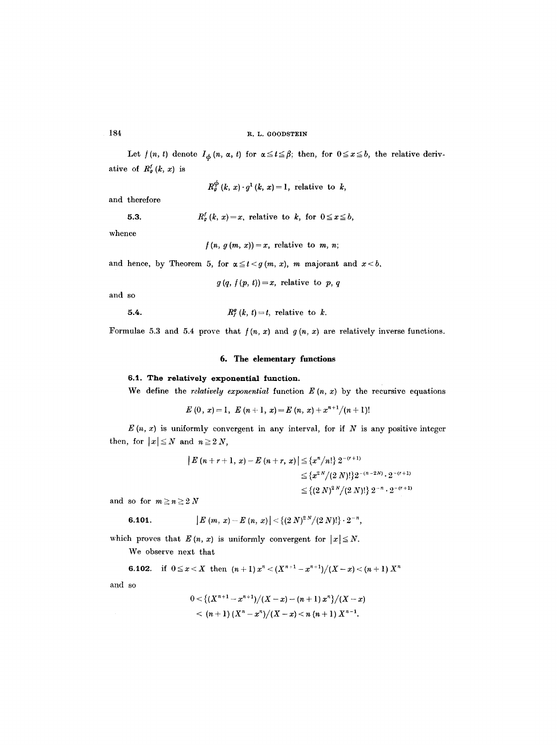Let $f(n, t)$ denote $I_\phi(n, \alpha, t)$ for $\alpha \leqq t \leqq \beta$; then, for $0 \leqq x \leqq b$, the relative derivative of $R_g^f(k, x)$ is

$$R_g^\phi(k, x) \cdot g^1(k, x) = 1, \text{ relative to } k,$$

and therefore

**5.3.** $$R_g^f(k, x) = x, \text{ relative to } k, \text{ for } 0 \leqq x \leqq b,$$

whence

$$f(n, g(m, x)) = x, \text{ relative to } m, n;$$

and hence, by Theorem 5, for $\alpha \leqq t < g(m, x)$, $m$ majorant and $x < b$,

$$g(q, f(p, t)) = x, \text{ relative to } p, q$$

and so

**5.4.** $$R_f^g(k, t) = t, \text{ relative to } k.$$

Formulae 5.3 and 5.4 prove that $f(n, x)$ and $g(n, x)$ are relatively inverse functions.

## 6. The elementary functions

### 6.1. The relatively exponential function.

We define the *relatively exponential* function $E(n, x)$ by the recursive equations

$$E(0, x) = 1, \; E(n+1, x) = E(n, x) + x^{n+1}/(n+1)!$$

$E(n, x)$ is uniformly convergent in any interval, for if $N$ is any positive integer then, for $|x| \leqq N$ and $n \geqq 2N$,

$$\begin{aligned} |E(n+r+1, x) - E(n+r, x)| &\leqq \{x^n/n!\} \, 2^{-(r+1)} \\ &\leqq \{x^{2N}/(2N)!\} 2^{-(n-2N)} \cdot 2^{-(r+1)} \\ &\leqq \{(2N)^{2N}/(2N)!\} \, 2^{-n} \cdot 2^{-(r+1)} \end{aligned}$$

and so for $m \geqq n \geqq 2N$

**6.101.** $$|E(m, x) - E(n, x)| < \{(2N)^{2N}/(2N)!\} \cdot 2^{-n},$$

which proves that $E(n, x)$ is uniformly convergent for $|x| \leqq N$.

We observe next that

**6.102.** if $0 \leqq x < X$ then $(n+1)x^n < (X^{n+1} - x^{n+1})/(X - x) < (n+1)X^n$

and so

$$\begin{aligned} 0 &< \{(X^{n+1} - x^{n+1})/(X - x) - (n+1)x^n\}/(X - x) \\ &< (n+1)(X^n - x^n)/(X - x) < n(n+1)X^{n-1}. \end{aligned}$$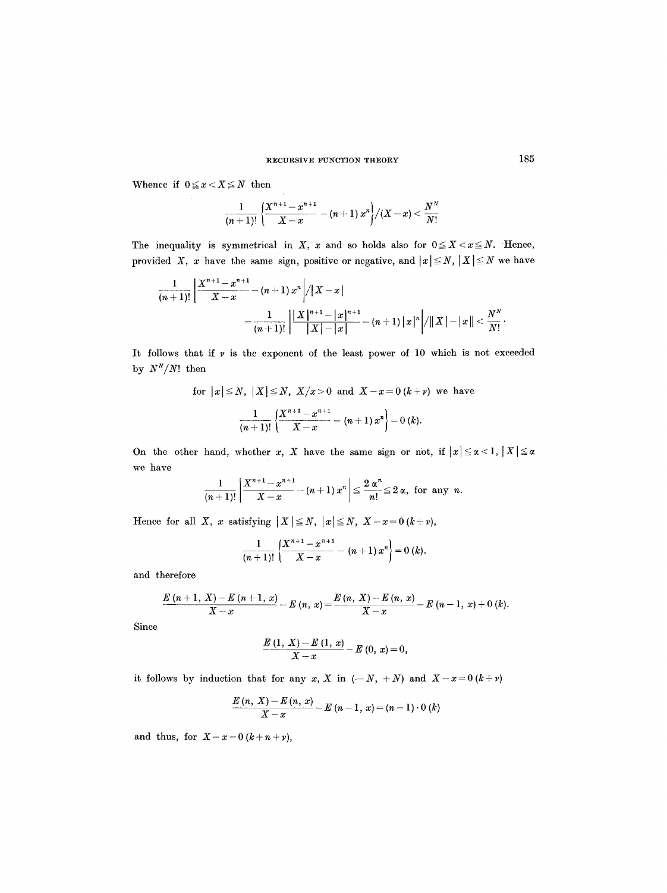Whence if $0 \leqq x < X \leqq N$ then

$$\frac{1}{(n+1)!}\left\{\frac{X^{n+1}-x^{n+1}}{X-x}-(n+1)\,x^n\right\}/(X-x) < \frac{N^N}{N!}$$

The inequality is symmetrical in $X$, $x$ and so holds also for $0 \leqq X < x \leqq N$. Hence, provided $X$, $x$ have the same sign, positive or negative, and $|x| \leqq N$, $|X| \leqq N$ we have

$$\frac{1}{(n+1)!}\left|\frac{X^{n+1}-x^{n+1}}{X-x}-(n+1)\,x^n\right|/|X-x|$$
$$=\frac{1}{(n+1)!}\left|\frac{|X|^{n+1}-|x|^{n+1}}{|X|-|x|}-(n+1)\,|x|^n\right|/\big||X|-|x|\big| < \frac{N^N}{N!}.$$

It follows that if $\nu$ is the exponent of the least power of 10 which is not exceeded by $N^N/N!$ then

for $|x| \leqq N$, $|X| \leqq N$, $X/x > 0$ and $X - x = 0\,(k+\nu)$ we have

$$\frac{1}{(n+1)!}\left\{\frac{X^{n+1}-x^{n+1}}{X-x}-(n+1)\,x^n\right\}=0\,(k).$$

On the other hand, whether $x$, $X$ have the same sign or not, if $|x| \leqq \alpha < 1$, $|X| \leqq \alpha$ we have

$$\frac{1}{(n+1)!}\left|\frac{X^{n+1}-x^{n+1}}{X-x}-(n+1)\,x^n\right| \leqq \frac{2\,\alpha^n}{n!} \leqq 2\,\alpha, \text{ for any } n.$$

Hence for all $X$, $x$ satisfying $|X| \leqq N$, $|x| \leqq N$, $X - x = 0\,(k+\nu)$,

$$\frac{1}{(n+1)!}\left\{\frac{X^{n+1}-x^{n+1}}{X-x}-(n+1)\,x^n\right\}=0\,(k).$$

and therefore

$$\frac{E\,(n+1,\,X)-E\,(n+1,\,x)}{X-x}-E\,(n,\,x)=\frac{E\,(n,\,X)-E\,(n,\,x)}{X-x}-E\,(n-1,\,x)+0\,(k).$$

Since

$$\frac{E\,(1,\,X)-E\,(1,\,x)}{X-x}-E\,(0,\,x)=0,$$

it follows by induction that for any $x$, $X$ in $(-N, +N)$ and $X - x = 0\,(k+\nu)$

$$\frac{E\,(n,\,X)-E\,(n,\,x)}{X-x}-E\,(n-1,\,x)=(n-1)\cdot 0\,(k)$$

and thus, for $X - x = 0\,(k+n+\nu)$,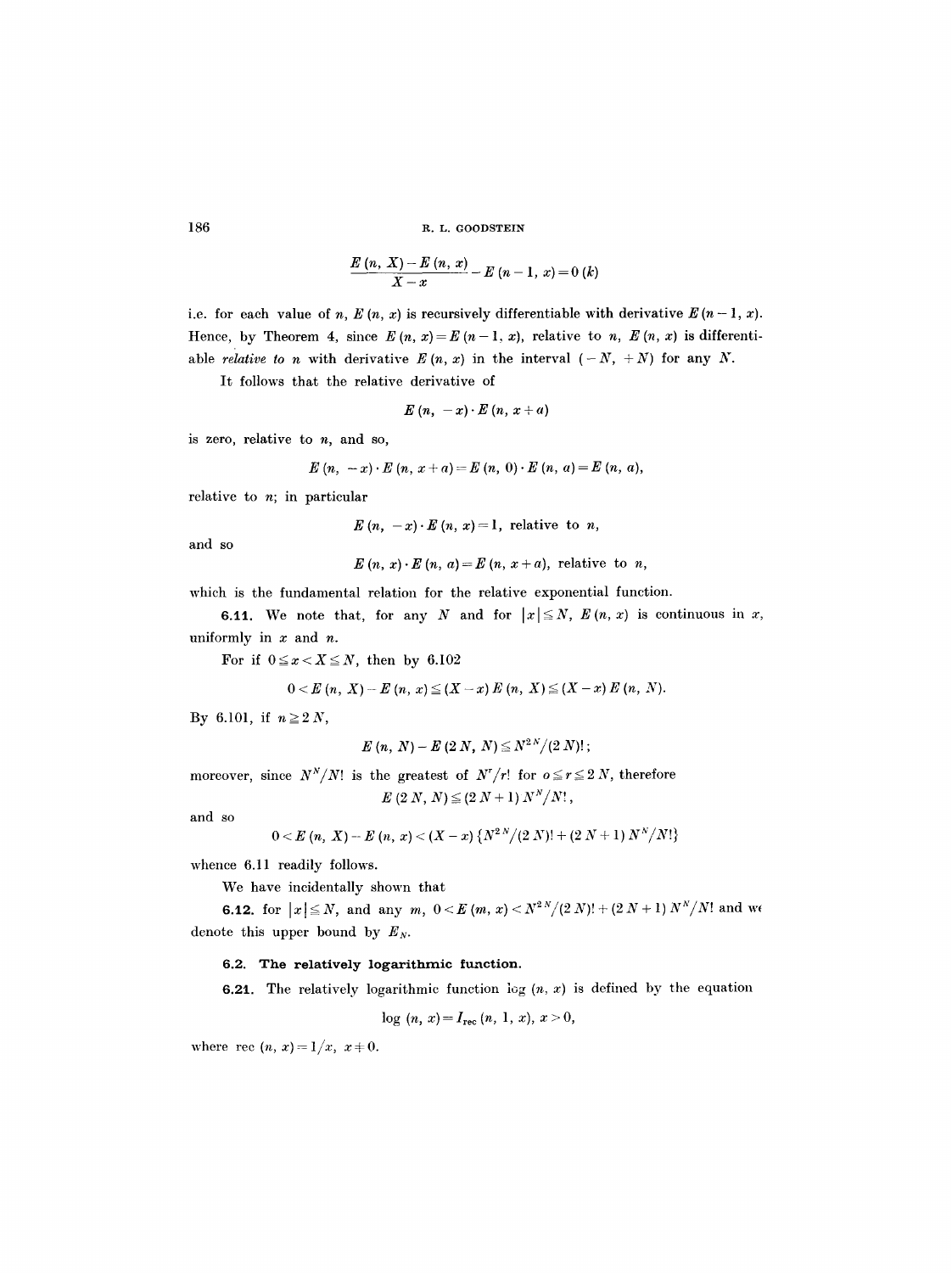$$\frac{E(n, X) - E(n, x)}{X - x} - E(n-1, x) = 0\,(k)$$

i.e. for each value of $n$, $E(n, x)$ is recursively differentiable with derivative $E(n-1, x)$. Hence, by Theorem 4, since $E(n, x) = E(n-1, x)$, relative to $n$, $E(n, x)$ is differentiable *relative to* $n$ with derivative $E(n, x)$ in the interval $(-N, +N)$ for any $N$.

It follows that the relative derivative of

$$E(n, -x) \cdot E(n, x+a)$$

is zero, relative to $n$, and so,

$$E(n, -x) \cdot E(n, x+a) = E(n, 0) \cdot E(n, a) = E(n, a),$$

relative to $n$; in particular

$$E(n, -x) \cdot E(n, x) = 1, \text{ relative to } n,$$

and so

$$E(n, x) \cdot E(n, a) = E(n, x+a), \text{ relative to } n,$$

which is the fundamental relation for the relative exponential function.

**6.11.** We note that, for any $N$ and for $|x| \leq N$, $E(n, x)$ is continuous in $x$, uniformly in $x$ and $n$.

For if $0 \leq x < X \leq N$, then by 6.102

$$0 < E(n, X) - E(n, x) \leq (X - x) E(n, X) \leq (X - x) E(n, N).$$

By 6.101, if $n \geq 2N$,

$$E(n, N) - E(2N, N) \leq N^{2N}/(2N)!;$$

moreover, since $N^N/N!$ is the greatest of $N^r/r!$ for $o \leq r \leq 2N$, therefore

$$E(2N, N) \leq (2N+1) N^N/N!,$$

and so

$$0 < E(n, X) - E(n, x) < (X - x)\{N^{2N}/(2N)! + (2N+1) N^N/N!\}$$

whence 6.11 readily follows.

We have incidentally shown that

**6.12.** for $|x| \leq N$, and any $m$, $0 < E(m, x) < N^{2N}/(2N)! + (2N+1) N^N/N!$ and we denote this upper bound by $E_N$.

### 6.2. The relatively logarithmic function.

**6.21.** The relatively logarithmic function $\log(n, x)$ is defined by the equation

$$\log(n, x) = I_{\text{rec}}(n, 1, x), \; x > 0,$$

where $\text{rec}(n, x) = 1/x$, $x \neq 0$.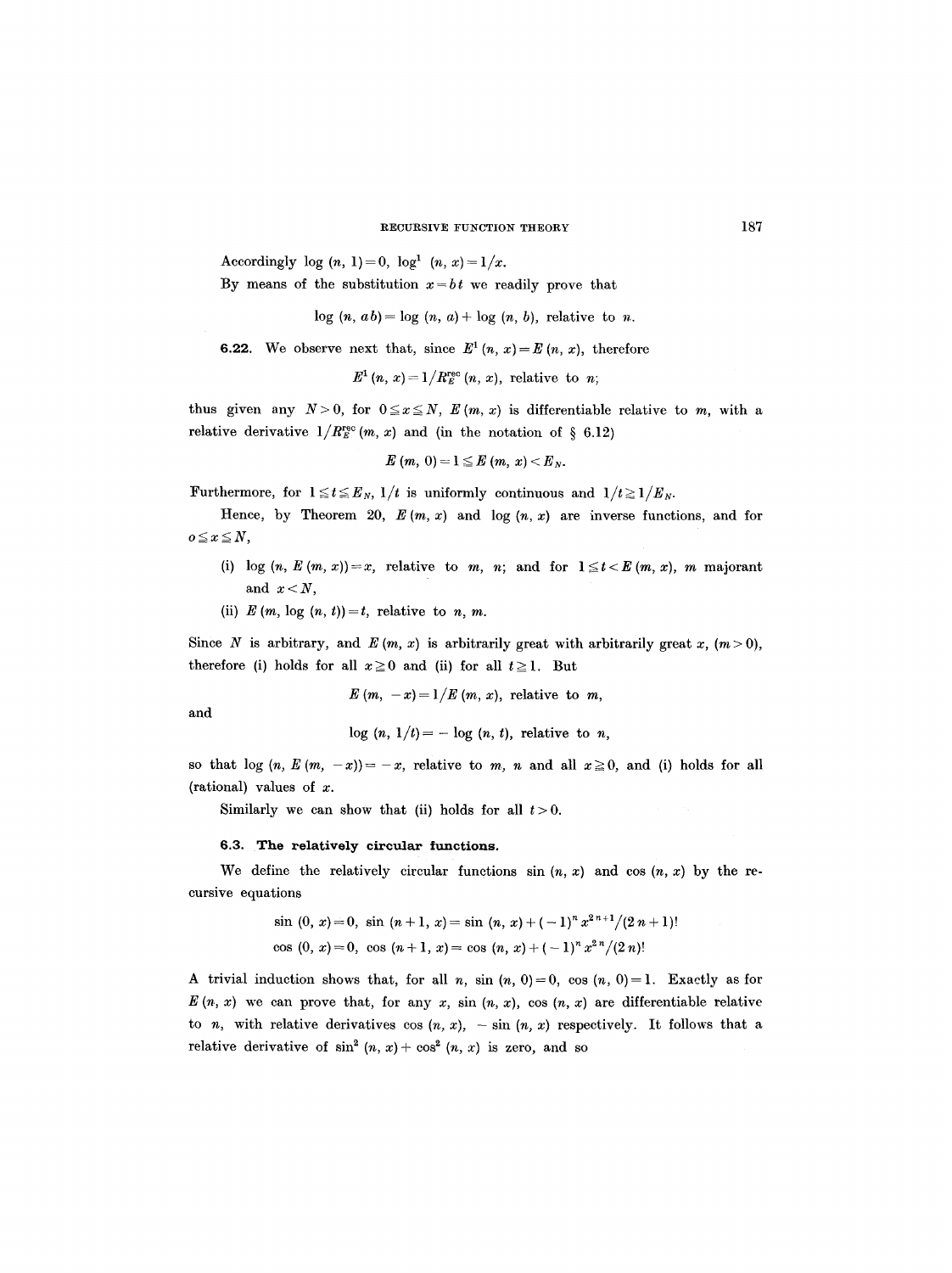Accordingly $\log(n, 1) = 0$, $\log^1(n, x) = 1/x$.

By means of the substitution $x = bt$ we readily prove that

$$\log(n, ab) = \log(n, a) + \log(n, b), \text{ relative to } n.$$

**6.22.** We observe next that, since $E^1(n, x) = E(n, x)$, therefore

$$E^1(n, x) = 1/R_E^{\text{rec}}(n, x), \text{ relative to } n;$$

thus given any $N > 0$, for $0 \leq x \leq N$, $E(m, x)$ is differentiable relative to $m$, with a relative derivative $1/R_E^{\text{rec}}(m, x)$ and (in the notation of § 6.12)

$$E(m, 0) = 1 \leq E(m, x) < E_N.$$

Furthermore, for $1 \leq t \leq E_N$, $1/t$ is uniformly continuous and $1/t \geq 1/E_N$.

Hence, by Theorem 20, $E(m, x)$ and $\log(n, x)$ are inverse functions, and for $o \leq x \leq N$,

(i) $\log(n, E(m, x)) = x$, relative to $m$, $n$; and for $1 \leq t < E(m, x)$, $m$ majorant and $x < N$,

(ii) $E(m, \log(n, t)) = t$, relative to $n$, $m$.

Since $N$ is arbitrary, and $E(m, x)$ is arbitrarily great with arbitrarily great $x$, $(m > 0)$, therefore (i) holds for all $x \geq 0$ and (ii) for all $t \geq 1$. But

$$E(m, -x) = 1/E(m, x), \text{ relative to } m,$$

and

$$\log(n, 1/t) = -\log(n, t), \text{ relative to } n,$$

so that $\log(n, E(m, -x)) = -x$, relative to $m$, $n$ and all $x \geq 0$, and (i) holds for all (rational) values of $x$.

Similarly we can show that (ii) holds for all $t > 0$.

### 6.3. The relatively circular functions.

We define the relatively circular functions $\sin(n, x)$ and $\cos(n, x)$ by the recursive equations

$$\sin(0, x) = 0, \quad \sin(n+1, x) = \sin(n, x) + (-1)^n x^{2n+1}/(2n+1)!$$

$$\cos(0, x) = 0, \quad \cos(n+1, x) = \cos(n, x) + (-1)^n x^{2n}/(2n)!$$

A trivial induction shows that, for all $n$, $\sin(n, 0) = 0$, $\cos(n, 0) = 1$. Exactly as for $E(n, x)$ we can prove that, for any $x$, $\sin(n, x)$, $\cos(n, x)$ are differentiable relative to $n$, with relative derivatives $\cos(n, x)$, $-\sin(n, x)$ respectively. It follows that a relative derivative of $\sin^2(n, x) + \cos^2(n, x)$ is zero, and so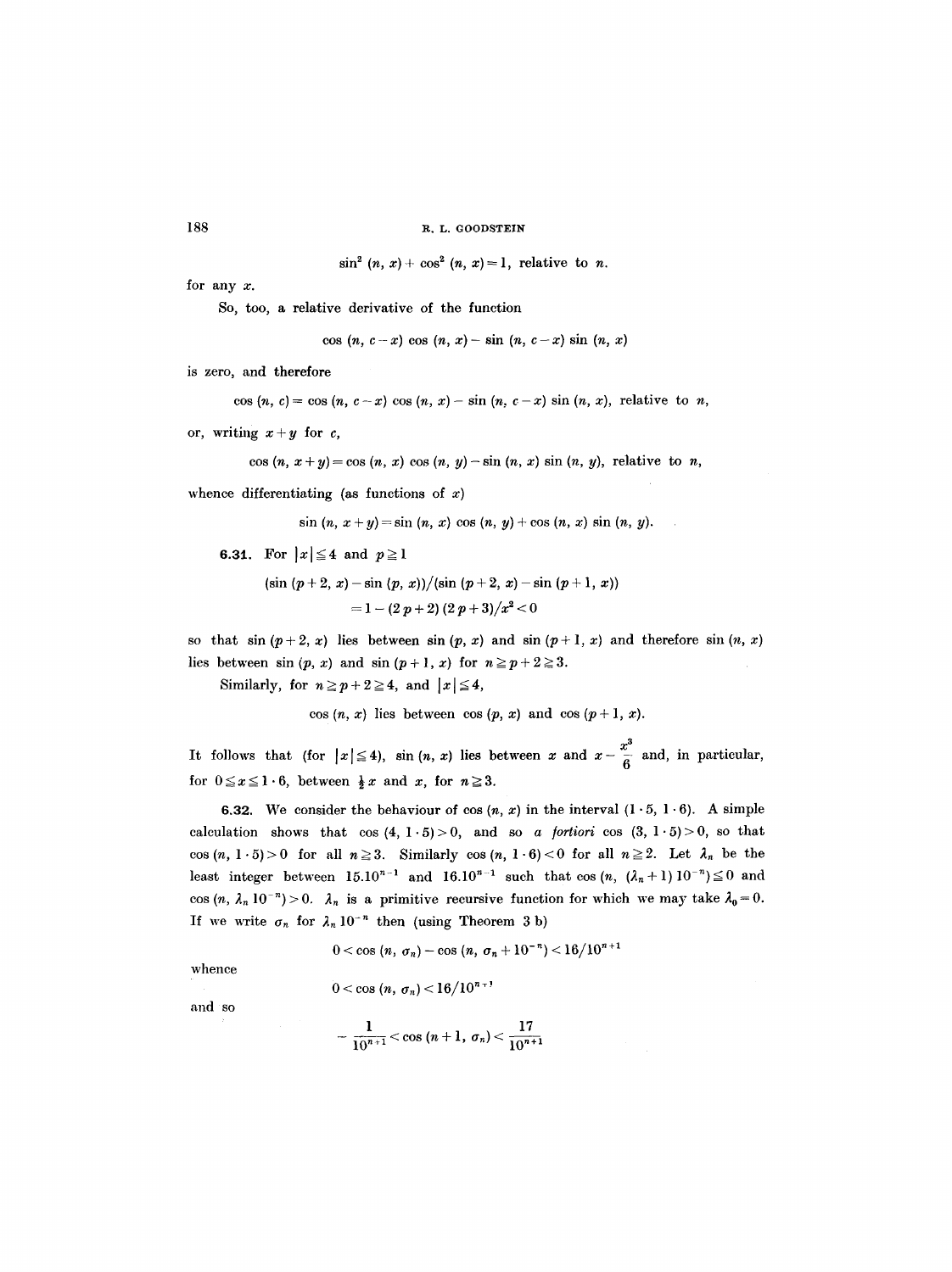$$\sin^2(n, x) + \cos^2(n, x) = 1, \text{ relative to } n.$$

for any $x$.

So, too, a relative derivative of the function

$$\cos(n, c-x)\cos(n, x) - \sin(n, c-x)\sin(n, x)$$

is zero, and therefore

$$\cos(n, c) = \cos(n, c-x)\cos(n, x) - \sin(n, c-x)\sin(n, x), \text{ relative to } n,$$

or, writing $x+y$ for $c$,

$$\cos(n, x+y) = \cos(n, x)\cos(n, y) - \sin(n, x)\sin(n, y), \text{ relative to } n,$$

whence differentiating (as functions of $x$)

$$\sin(n, x+y) = \sin(n, x)\cos(n, y) + \cos(n, x)\sin(n, y).$$

**6.31.** For $|x| \leq 4$ and $p \geq 1$

$$(\sin(p+2, x) - \sin(p, x))/(\sin(p+2, x) - \sin(p+1, x))$$
$$= 1 - (2p+2)(2p+3)/x^2 < 0$$

so that $\sin(p+2, x)$ lies between $\sin(p, x)$ and $\sin(p+1, x)$ and therefore $\sin(n, x)$ lies between $\sin(p, x)$ and $\sin(p+1, x)$ for $n \geq p+2 \geq 3$.

Similarly, for $n \geq p+2 \geq 4$, and $|x| \leq 4$,

$$\cos(n, x) \text{ lies between } \cos(p, x) \text{ and } \cos(p+1, x).$$

It follows that (for $|x| \leq 4$), $\sin(n, x)$ lies between $x$ and $x - \dfrac{x^3}{6}$ and, in particular, for $0 \leq x \leq 1 \cdot 6$, between $\frac{1}{2}x$ and $x$, for $n \geq 3$.

**6.32.** We consider the behaviour of $\cos(n, x)$ in the interval $(1 \cdot 5, 1 \cdot 6)$. A simple calculation shows that $\cos(4, 1 \cdot 5) > 0$, and so *a fortiori* $\cos(3, 1 \cdot 5) > 0$, so that $\cos(n, 1 \cdot 5) > 0$ for all $n \geq 3$. Similarly $\cos(n, 1 \cdot 6) < 0$ for all $n \geq 2$. Let $\lambda_n$ be the least integer between $15.10^{n-1}$ and $16.10^{n-1}$ such that $\cos(n, (\lambda_n + 1)10^{-n}) \leq 0$ and $\cos(n, \lambda_n 10^{-n}) > 0$. $\lambda_n$ is a primitive recursive function for which we may take $\lambda_0 = 0$. If we write $\sigma_n$ for $\lambda_n 10^{-n}$ then (using Theorem 3 b)

$$0 < \cos(n, \sigma_n) - \cos(n, \sigma_n + 10^{-n}) < 16/10^{n+1}$$

whence

$$0 < \cos(n, \sigma_n) < 16/10^{n+1}$$

and so

$$-\frac{1}{10^{n+1}} < \cos(n+1, \sigma_n) < \frac{17}{10^{n+1}}$$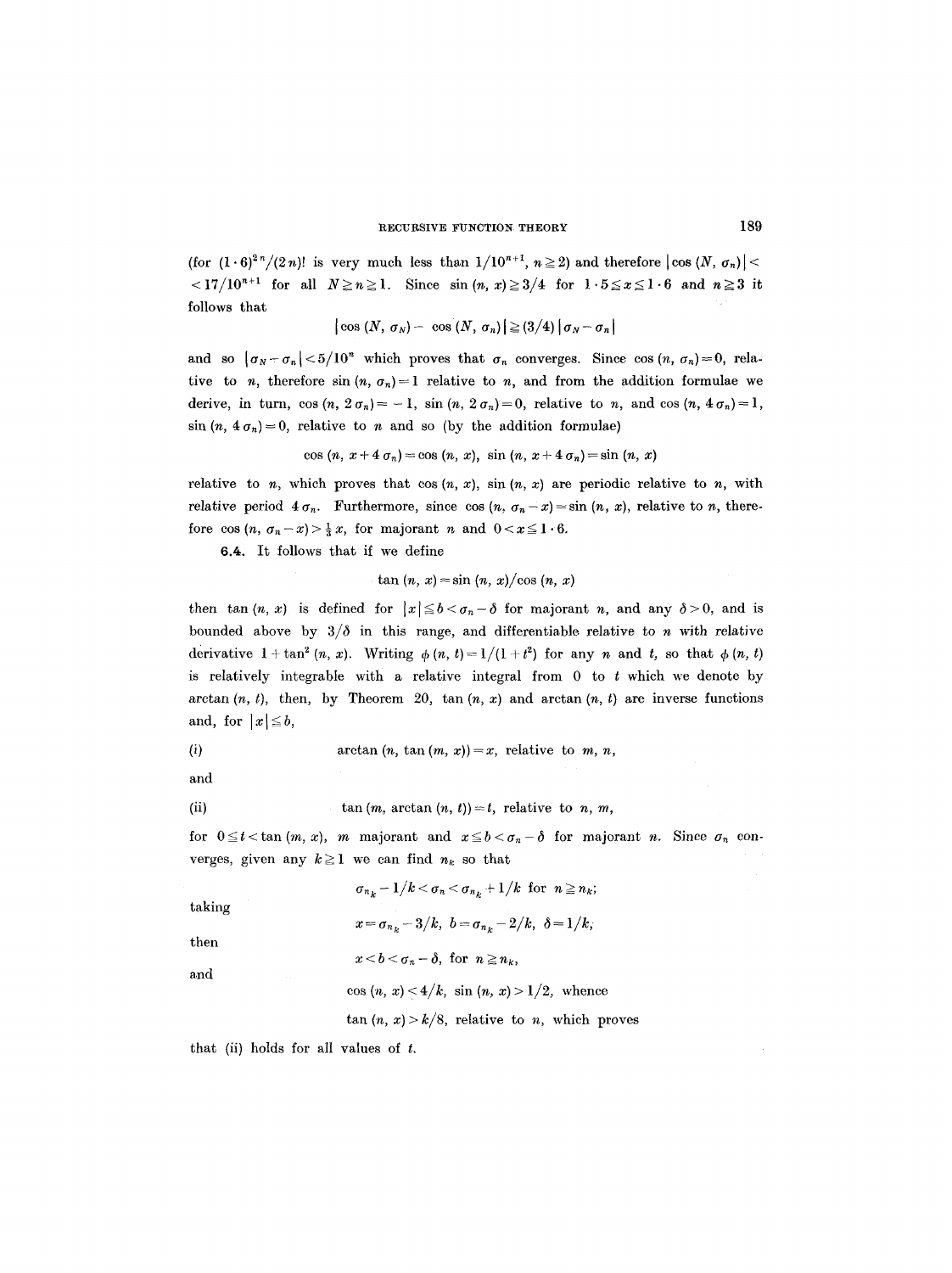(for $(1\cdot 6)^{2n}/(2n)!$ is very much less than $1/10^{n+1}$, $n \geq 2$) and therefore $|\cos(N, \sigma_n)| < 17/10^{n+1}$ for all $N \geq n \geq 1$. Since $\sin(n, x) \geq 3/4$ for $1\cdot 5 \leq x \leq 1\cdot 6$ and $n \geq 3$ it follows that

$$|\cos(N, \sigma_N) - \cos(N, \sigma_n)| \geq (3/4)\,|\sigma_N - \sigma_n|$$

and so $|\sigma_N - \sigma_n| < 5/10^n$ which proves that $\sigma_n$ converges. Since $\cos(n, \sigma_n) = 0$, relative to $n$, therefore $\sin(n, \sigma_n) = 1$ relative to $n$, and from the addition formulae we derive, in turn, $\cos(n, 2\sigma_n) = -1$, $\sin(n, 2\sigma_n) = 0$, relative to $n$, and $\cos(n, 4\sigma_n) = 1$, $\sin(n, 4\sigma_n) = 0$, relative to $n$ and so (by the addition formulae)

$$\cos(n, x + 4\sigma_n) = \cos(n, x), \ \sin(n, x + 4\sigma_n) = \sin(n, x)$$

relative to $n$, which proves that $\cos(n, x)$, $\sin(n, x)$ are periodic relative to $n$, with relative period $4\sigma_n$. Furthermore, since $\cos(n, \sigma_n - x) = \sin(n, x)$, relative to $n$, therefore $\cos(n, \sigma_n - x) > \frac{1}{3}x$, for majorant $n$ and $0 < x \leq 1\cdot 6$.

**6.4.** It follows that if we define

$$\tan(n, x) = \sin(n, x)/\cos(n, x)$$

then $\tan(n, x)$ is defined for $|x| \leq b < \sigma_n - \delta$ for majorant $n$, and any $\delta > 0$, and is bounded above by $3/\delta$ in this range, and differentiable relative to $n$ with relative derivative $1 + \tan^2(n, x)$. Writing $\phi(n, t) = 1/(1+t^2)$ for any $n$ and $t$, so that $\phi(n, t)$ is relatively integrable with a relative integral from 0 to $t$ which we denote by $\arctan(n, t)$, then, by Theorem 20, $\tan(n, x)$ and $\arctan(n, t)$ are inverse functions and, for $|x| \leq b$,

(i) $\qquad \arctan(n, \tan(m, x)) = x$, relative to $m, n$,

and

(ii) $\qquad \tan(m, \arctan(n, t)) = t$, relative to $n, m$,

for $0 \leq t < \tan(m, x)$, $m$ majorant and $x \leq b < \sigma_n - \delta$ for majorant $n$. Since $\sigma_n$ converges, given any $k \geq 1$ we can find $n_k$ so that

$$\sigma_{n_k} - 1/k < \sigma_n < \sigma_{n_k} + 1/k \text{ for } n \geq n_k;$$

taking

$$x = \sigma_{n_k} - 3/k, \ b = \sigma_{n_k} - 2/k, \ \delta = 1/k,$$

then

$$x < b < \sigma_n - \delta, \text{ for } n \geq n_k,$$

and

$$\cos(n, x) < 4/k, \ \sin(n, x) > 1/2, \text{ whence}$$

$$\tan(n, x) > k/8, \text{ relative to } n, \text{ which proves}$$

that (ii) holds for all values of $t$.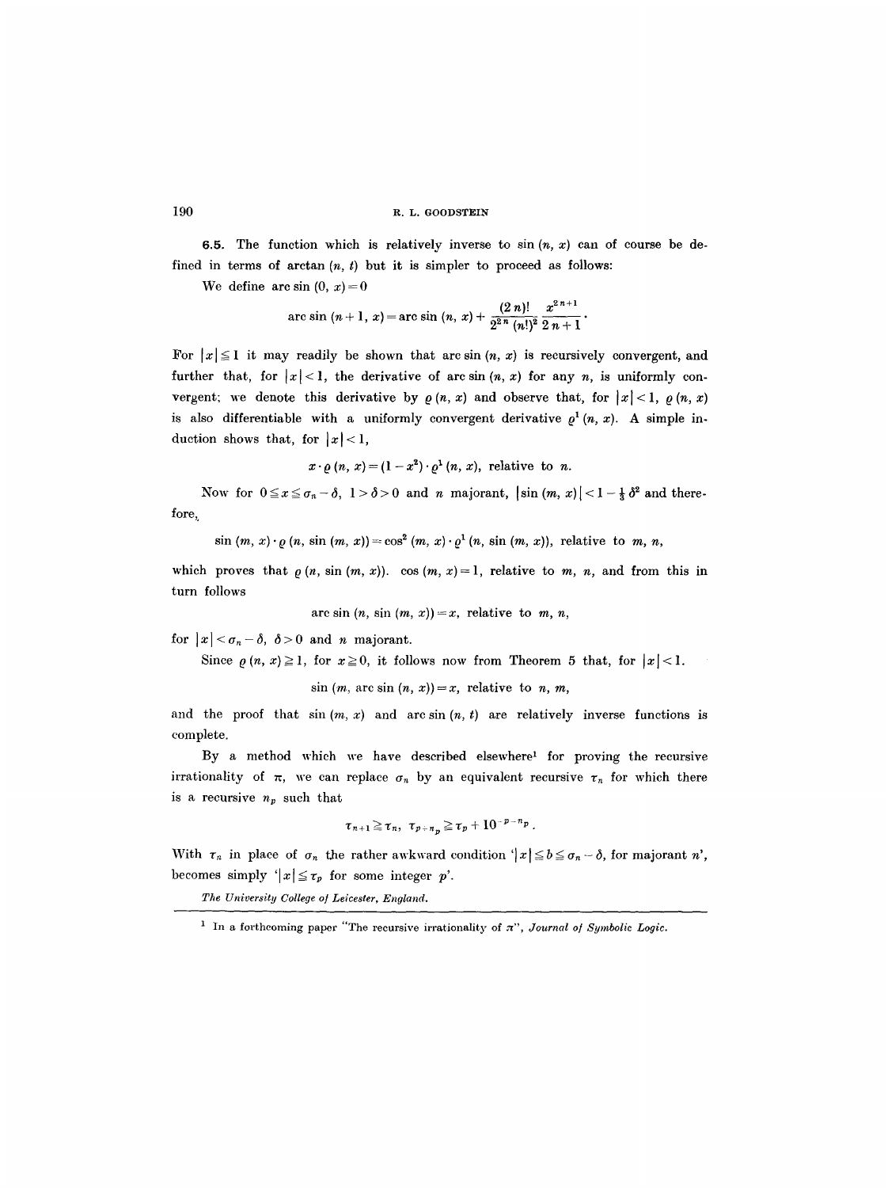**6.5.** The function which is relatively inverse to $\sin(n, x)$ can of course be defined in terms of $\arctan(n, t)$ but it is simpler to proceed as follows:

We define $\arcsin(0, x) = 0$

$$\arcsin(n+1, x) = \arcsin(n, x) + \frac{(2n)!}{2^{2n}(n!)^2} \frac{x^{2n+1}}{2n+1}.$$

For $|x| \leq 1$ it may readily be shown that $\arcsin(n, x)$ is recursively convergent, and further that, for $|x| < 1$, the derivative of $\arcsin(n, x)$ for any $n$, is uniformly convergent; we denote this derivative by $\varrho(n, x)$ and observe that, for $|x| < 1$, $\varrho(n, x)$ is also differentiable with a uniformly convergent derivative $\varrho^1(n, x)$. A simple induction shows that, for $|x| < 1$,

$$x \cdot \varrho(n, x) = (1 - x^2) \cdot \varrho^1(n, x), \text{ relative to } n.$$

Now for $0 \leq x \leq \sigma_n - \delta$, $1 > \delta > 0$ and $n$ majorant, $|\sin(m, x)| < 1 - \frac{1}{3}\delta^2$ and therefore,

$$\sin(m, x) \cdot \varrho(n, \sin(m, x)) = \cos^2(m, x) \cdot \varrho^1(n, \sin(m, x)), \text{ relative to } m, n,$$

which proves that $\varrho(n, \sin(m, x))$. $\cos(m, x) = 1$, relative to $m$, $n$, and from this in turn follows

$$\arcsin(n, \sin(m, x)) = x, \text{ relative to } m, n,$$

for $|x| < \sigma_n - \delta$, $\delta > 0$ and $n$ majorant.

Since $\varrho(n, x) \geq 1$, for $x \geq 0$, it follows now from Theorem 5 that, for $|x| < 1$.

$$\sin(m, \arcsin(n, x)) = x, \text{ relative to } n, m,$$

and the proof that $\sin(m, x)$ and $\arcsin(n, t)$ are relatively inverse functions is complete.

By a method which we have described elsewhere[1] for proving the recursive irrationality of $\pi$, we can replace $\sigma_n$ by an equivalent recursive $\tau_n$ for which there is a recursive $n_p$ such that

$$\tau_{n+1} \geq \tau_n, \quad \tau_{p+n_p} \geq \tau_p + 10^{-p-n_p}.$$

With $\tau_n$ in place of $\sigma_n$ the rather awkward condition '$|x| \leq b \leq \sigma_n - \delta$, for majorant $n$', becomes simply '$|x| \leq \tau_p$ for some integer $p$'.

*The University College of Leicester, England.*

---

[1] In a forthcoming paper "The recursive irrationality of $\pi$", *Journal of Symbolic Logic.*